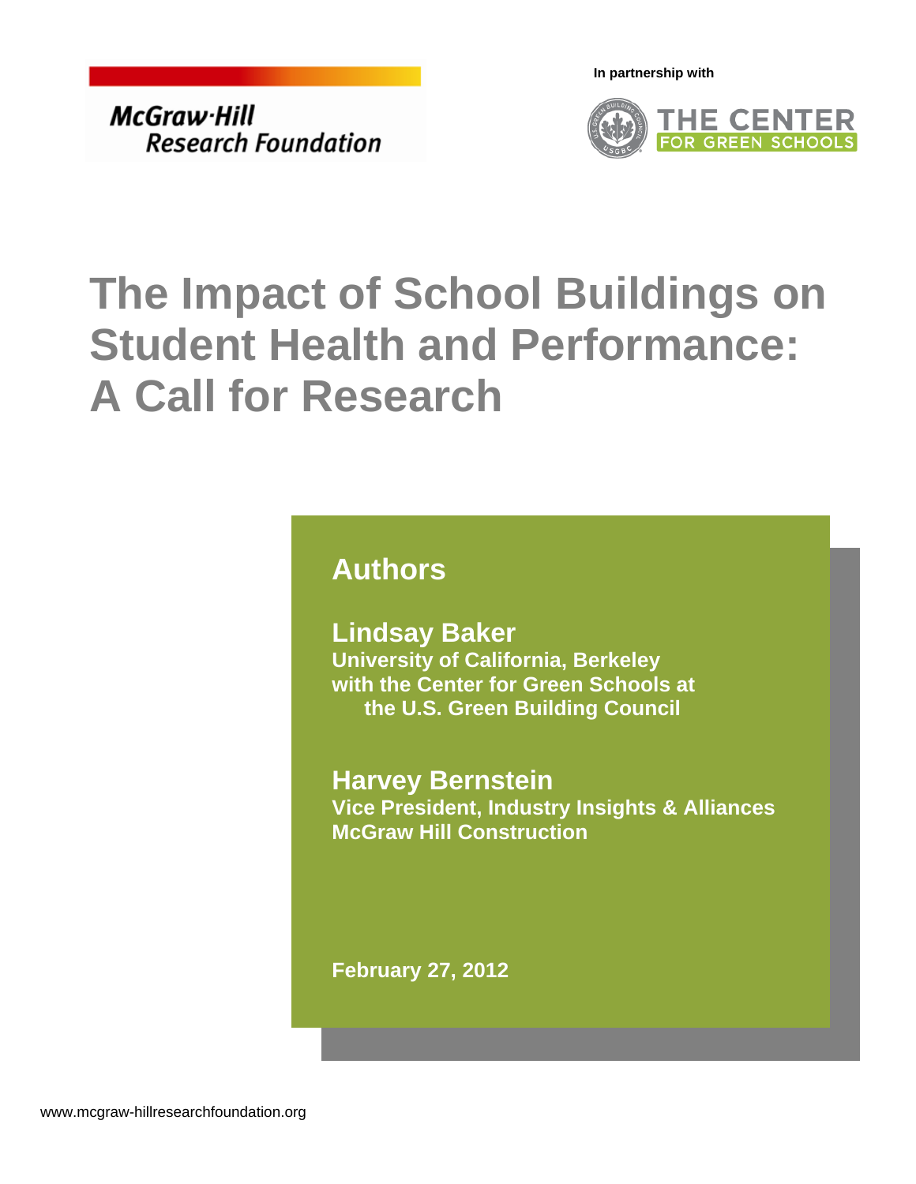McGraw-Hill Research Foundation

In partnership with

THE CENTER FOR GREEN SCHOOLS

# The Impact of School Buildings on Student Health and Performance: A Call for Research

## Authors

**Lindsay Baker**
**University of California, Berkeley with the Center for Green Schools at the U.S. Green Building Council**

**Harvey Bernstein**
**Vice President, Industry Insights & Alliances McGraw Hill Construction**

**February 27, 2012**

www.mcgraw-hillresearchfoundation.org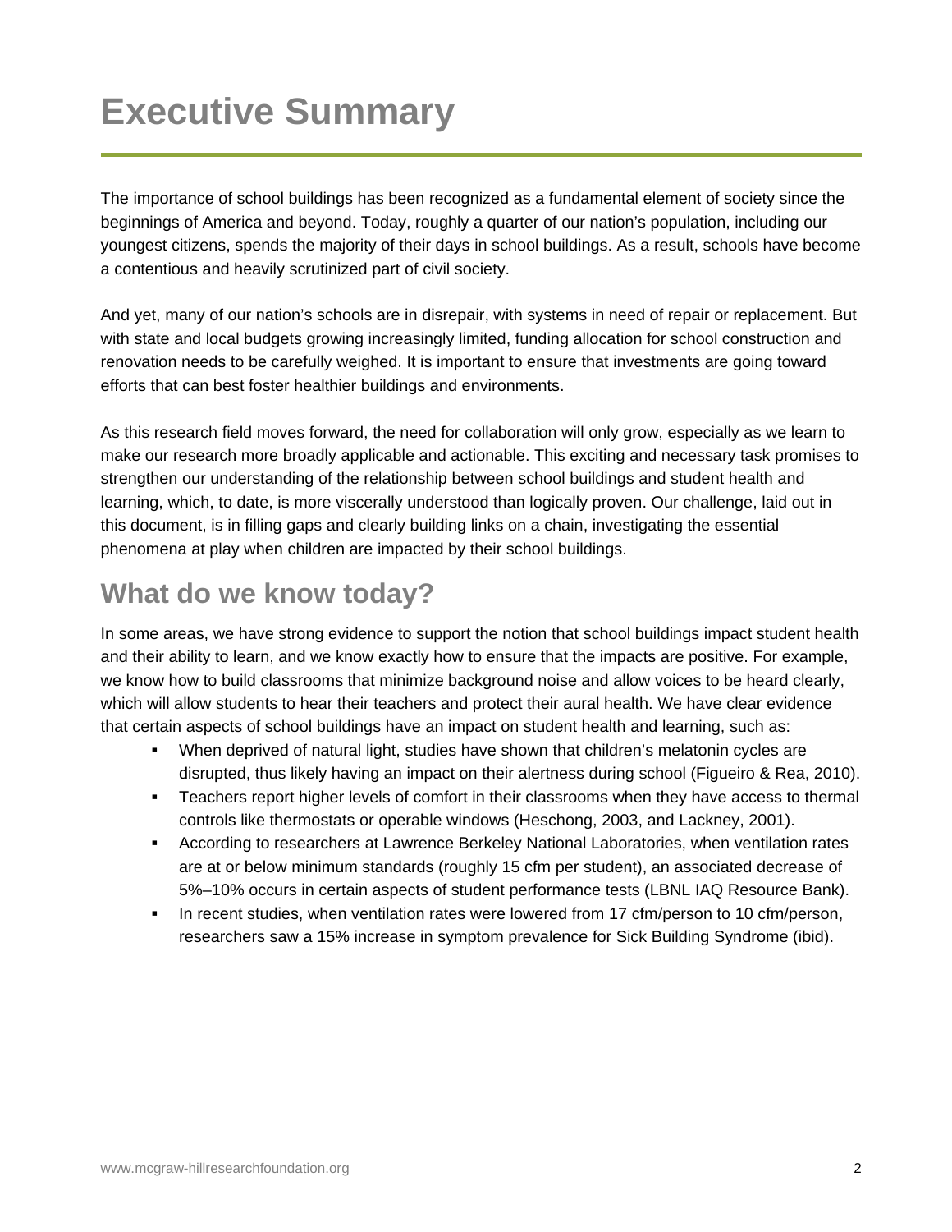# Executive Summary

The importance of school buildings has been recognized as a fundamental element of society since the beginnings of America and beyond. Today, roughly a quarter of our nation's population, including our youngest citizens, spends the majority of their days in school buildings. As a result, schools have become a contentious and heavily scrutinized part of civil society.

And yet, many of our nation's schools are in disrepair, with systems in need of repair or replacement. But with state and local budgets growing increasingly limited, funding allocation for school construction and renovation needs to be carefully weighed. It is important to ensure that investments are going toward efforts that can best foster healthier buildings and environments.

As this research field moves forward, the need for collaboration will only grow, especially as we learn to make our research more broadly applicable and actionable. This exciting and necessary task promises to strengthen our understanding of the relationship between school buildings and student health and learning, which, to date, is more viscerally understood than logically proven. Our challenge, laid out in this document, is in filling gaps and clearly building links on a chain, investigating the essential phenomena at play when children are impacted by their school buildings.

## What do we know today?

In some areas, we have strong evidence to support the notion that school buildings impact student health and their ability to learn, and we know exactly how to ensure that the impacts are positive. For example, we know how to build classrooms that minimize background noise and allow voices to be heard clearly, which will allow students to hear their teachers and protect their aural health. We have clear evidence that certain aspects of school buildings have an impact on student health and learning, such as:

- When deprived of natural light, studies have shown that children's melatonin cycles are disrupted, thus likely having an impact on their alertness during school (Figueiro & Rea, 2010).
- Teachers report higher levels of comfort in their classrooms when they have access to thermal controls like thermostats or operable windows (Heschong, 2003, and Lackney, 2001).
- According to researchers at Lawrence Berkeley National Laboratories, when ventilation rates are at or below minimum standards (roughly 15 cfm per student), an associated decrease of 5%–10% occurs in certain aspects of student performance tests (LBNL IAQ Resource Bank).
- In recent studies, when ventilation rates were lowered from 17 cfm/person to 10 cfm/person, researchers saw a 15% increase in symptom prevalence for Sick Building Syndrome (ibid).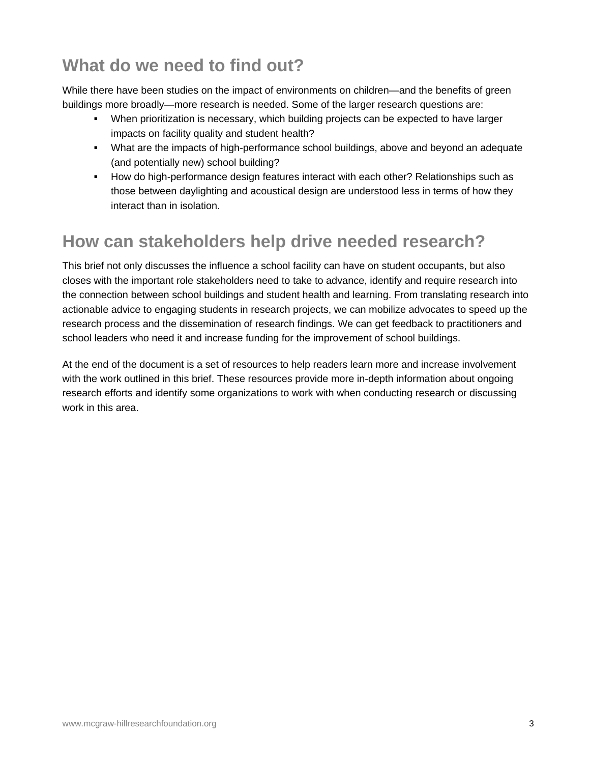## What do we need to find out?

While there have been studies on the impact of environments on children—and the benefits of green buildings more broadly—more research is needed. Some of the larger research questions are:

- When prioritization is necessary, which building projects can be expected to have larger impacts on facility quality and student health?
- What are the impacts of high-performance school buildings, above and beyond an adequate (and potentially new) school building?
- How do high-performance design features interact with each other? Relationships such as those between daylighting and acoustical design are understood less in terms of how they interact than in isolation.

## How can stakeholders help drive needed research?

This brief not only discusses the influence a school facility can have on student occupants, but also closes with the important role stakeholders need to take to advance, identify and require research into the connection between school buildings and student health and learning. From translating research into actionable advice to engaging students in research projects, we can mobilize advocates to speed up the research process and the dissemination of research findings. We can get feedback to practitioners and school leaders who need it and increase funding for the improvement of school buildings.

At the end of the document is a set of resources to help readers learn more and increase involvement with the work outlined in this brief. These resources provide more in-depth information about ongoing research efforts and identify some organizations to work with when conducting research or discussing work in this area.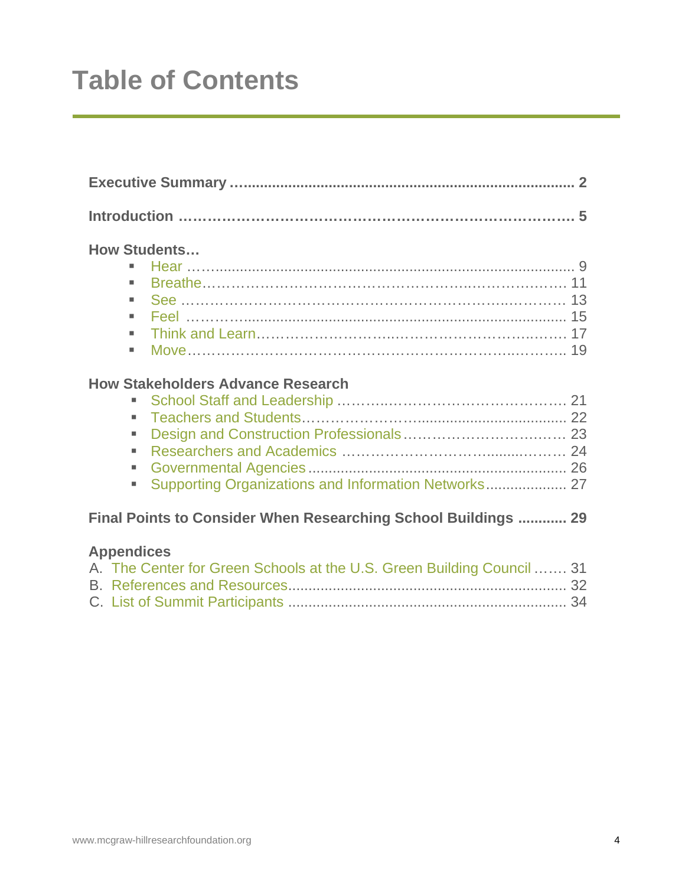# Table of Contents

**Executive Summary ........................................................................................ 2**

**Introduction ........................................................................................ 5**

**How Students…**

- Hear ........................................................................................ 9
- Breathe ........................................................................................ 11
- See ........................................................................................ 13
- Feel ........................................................................................ 15
- Think and Learn ........................................................................................ 17
- Move ........................................................................................ 19

**How Stakeholders Advance Research**

- School Staff and Leadership ........................................................................................ 21
- Teachers and Students ........................................................................................ 22
- Design and Construction Professionals ........................................................................................ 23
- Researchers and Academics ........................................................................................ 24
- Governmental Agencies ........................................................................................ 26
- Supporting Organizations and Information Networks ........................................................................................ 27

**Final Points to Consider When Researching School Buildings ............ 29**

**Appendices**

A. The Center for Green Schools at the U.S. Green Building Council ....... 31
B. References and Resources ........................................................................................ 32
C. List of Summit Participants ........................................................................................ 34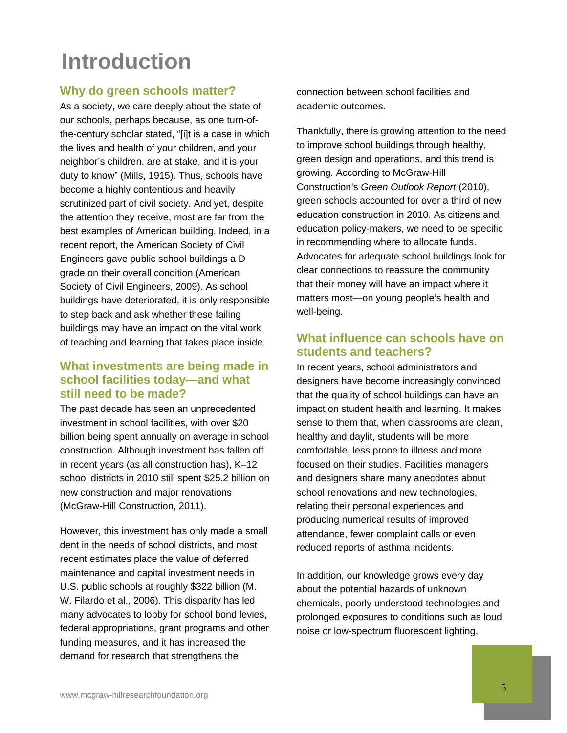# Introduction

## Why do green schools matter?

As a society, we care deeply about the state of our schools, perhaps because, as one turn-of-the-century scholar stated, "[i]t is a case in which the lives and health of your children, and your neighbor's children, are at stake, and it is your duty to know" (Mills, 1915). Thus, schools have become a highly contentious and heavily scrutinized part of civil society. And yet, despite the attention they receive, most are far from the best examples of American building. Indeed, in a recent report, the American Society of Civil Engineers gave public school buildings a D grade on their overall condition (American Society of Civil Engineers, 2009). As school buildings have deteriorated, it is only responsible to step back and ask whether these failing buildings may have an impact on the vital work of teaching and learning that takes place inside.

## What investments are being made in school facilities today—and what still need to be made?

The past decade has seen an unprecedented investment in school facilities, with over $20 billion being spent annually on average in school construction. Although investment has fallen off in recent years (as all construction has), K–12 school districts in 2010 still spent $25.2 billion on new construction and major renovations (McGraw-Hill Construction, 2011).

However, this investment has only made a small dent in the needs of school districts, and most recent estimates place the value of deferred maintenance and capital investment needs in U.S. public schools at roughly $322 billion (M. W. Filardo et al., 2006). This disparity has led many advocates to lobby for school bond levies, federal appropriations, grant programs and other funding measures, and it has increased the demand for research that strengthens the connection between school facilities and academic outcomes.

Thankfully, there is growing attention to the need to improve school buildings through healthy, green design and operations, and this trend is growing. According to McGraw-Hill Construction's *Green Outlook Report* (2010), green schools accounted for over a third of new education construction in 2010. As citizens and education policy-makers, we need to be specific in recommending where to allocate funds. Advocates for adequate school buildings look for clear connections to reassure the community that their money will have an impact where it matters most—on young people's health and well-being.

## What influence can schools have on students and teachers?

In recent years, school administrators and designers have become increasingly convinced that the quality of school buildings can have an impact on student health and learning. It makes sense to them that, when classrooms are clean, healthy and daylit, students will be more comfortable, less prone to illness and more focused on their studies. Facilities managers and designers share many anecdotes about school renovations and new technologies, relating their personal experiences and producing numerical results of improved attendance, fewer complaint calls or even reduced reports of asthma incidents.

In addition, our knowledge grows every day about the potential hazards of unknown chemicals, poorly understood technologies and prolonged exposures to conditions such as loud noise or low-spectrum fluorescent lighting.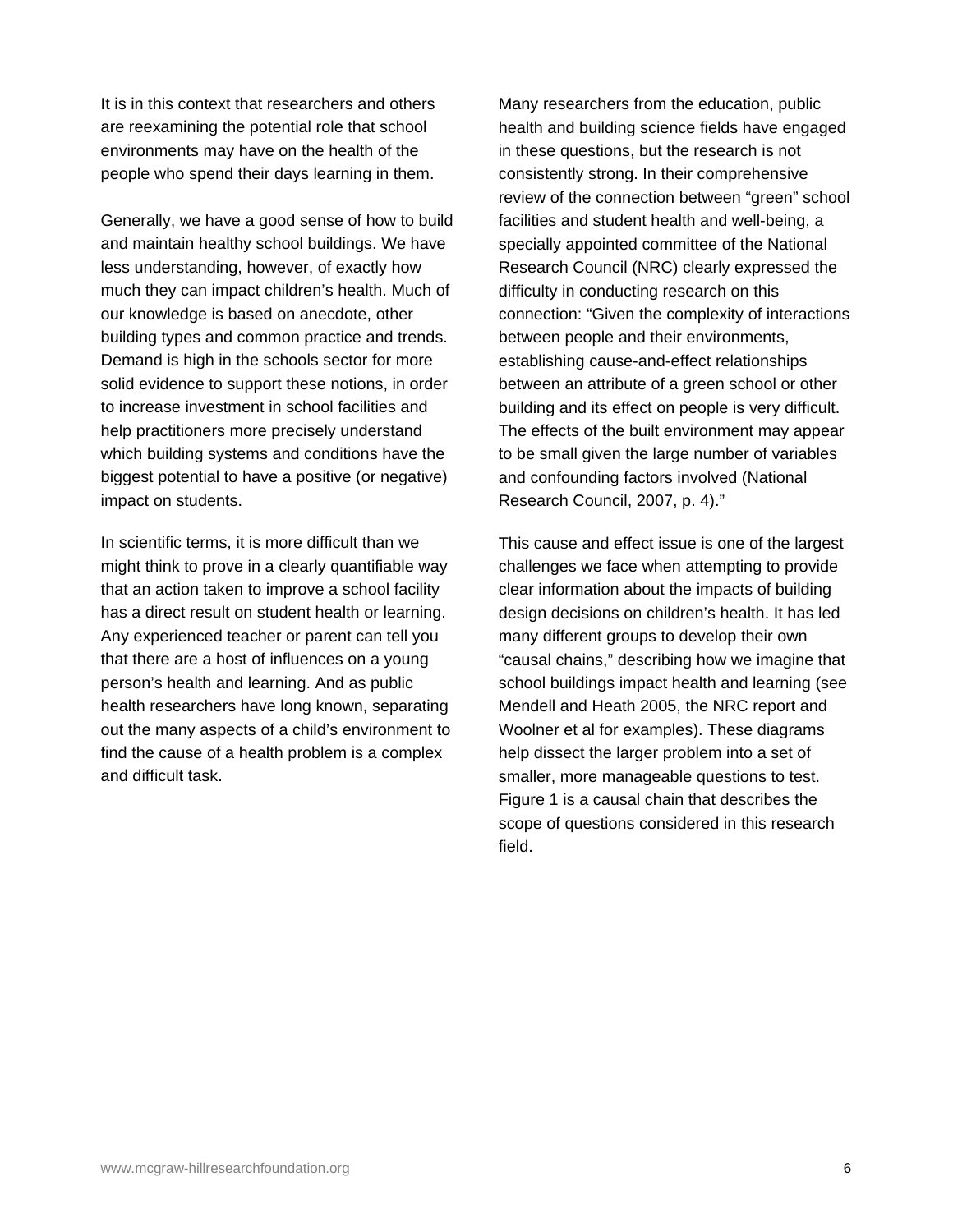It is in this context that researchers and others are reexamining the potential role that school environments may have on the health of the people who spend their days learning in them.

Generally, we have a good sense of how to build and maintain healthy school buildings. We have less understanding, however, of exactly how much they can impact children's health. Much of our knowledge is based on anecdote, other building types and common practice and trends. Demand is high in the schools sector for more solid evidence to support these notions, in order to increase investment in school facilities and help practitioners more precisely understand which building systems and conditions have the biggest potential to have a positive (or negative) impact on students.

In scientific terms, it is more difficult than we might think to prove in a clearly quantifiable way that an action taken to improve a school facility has a direct result on student health or learning. Any experienced teacher or parent can tell you that there are a host of influences on a young person's health and learning. And as public health researchers have long known, separating out the many aspects of a child's environment to find the cause of a health problem is a complex and difficult task.

Many researchers from the education, public health and building science fields have engaged in these questions, but the research is not consistently strong. In their comprehensive review of the connection between "green" school facilities and student health and well-being, a specially appointed committee of the National Research Council (NRC) clearly expressed the difficulty in conducting research on this connection: "Given the complexity of interactions between people and their environments, establishing cause-and-effect relationships between an attribute of a green school or other building and its effect on people is very difficult. The effects of the built environment may appear to be small given the large number of variables and confounding factors involved (National Research Council, 2007, p. 4)."

This cause and effect issue is one of the largest challenges we face when attempting to provide clear information about the impacts of building design decisions on children's health. It has led many different groups to develop their own "causal chains," describing how we imagine that school buildings impact health and learning (see Mendell and Heath 2005, the NRC report and Woolner et al for examples). These diagrams help dissect the larger problem into a set of smaller, more manageable questions to test. Figure 1 is a causal chain that describes the scope of questions considered in this research field.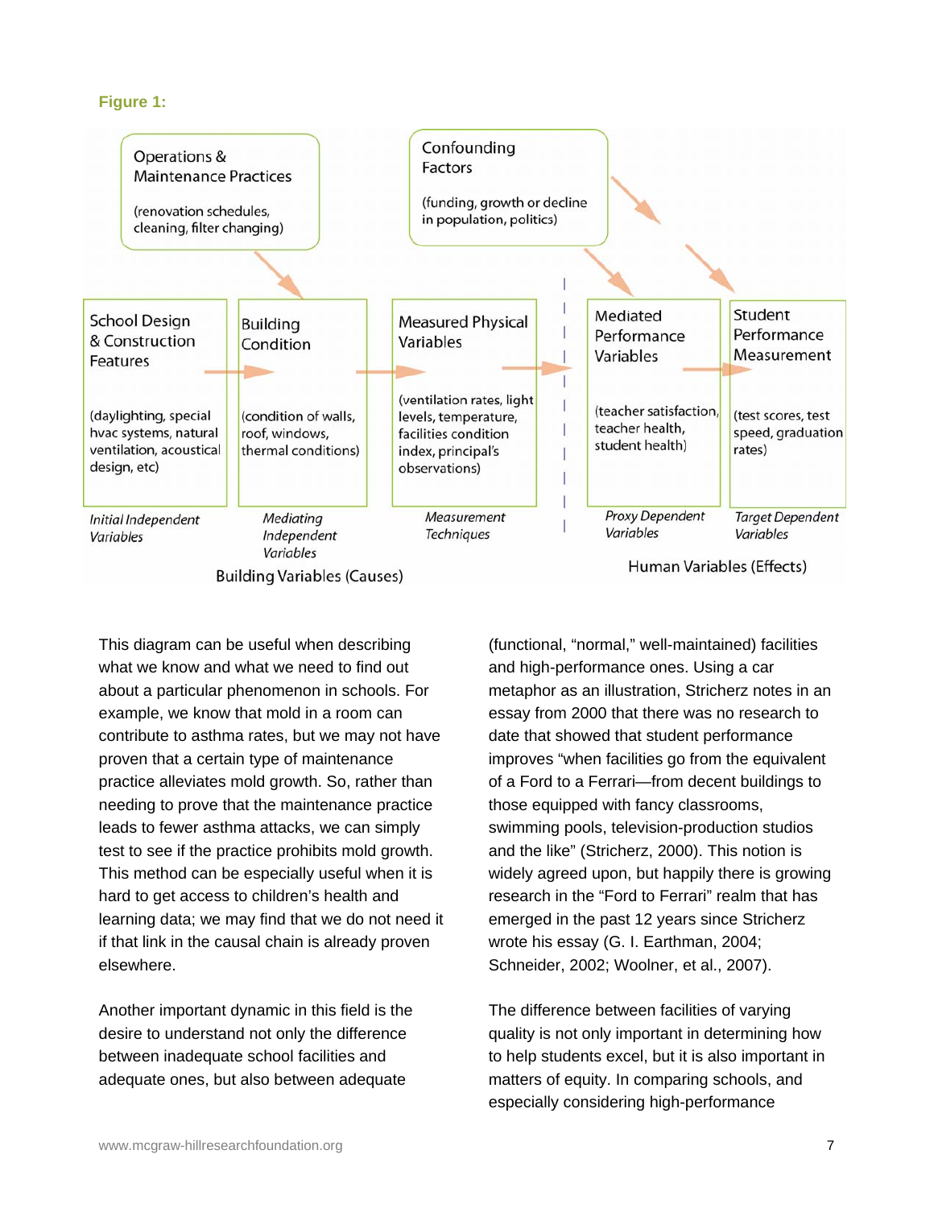**Figure 1:**

Operations & Maintenance Practices

(renovation schedules, cleaning, filter changing)

Confounding Factors

(funding, growth or decline in population, politics)

School Design & Construction Features

(daylighting, special hvac systems, natural ventilation, acoustical design, etc)

*Initial Independent Variables*

Building Condition

(condition of walls, roof, windows, thermal conditions)

*Mediating Independent Variables*

Measured Physical Variables

(ventilation rates, light levels, temperature, facilities condition index, principal's observations)

*Measurement Techniques*

Building Variables (Causes)

Mediated Performance Variables

(teacher satisfaction, teacher health, student health)

*Proxy Dependent Variables*

Student Performance Measurement

(test scores, test speed, graduation rates)

*Target Dependent Variables*

Human Variables (Effects)

This diagram can be useful when describing what we know and what we need to find out about a particular phenomenon in schools. For example, we know that mold in a room can contribute to asthma rates, but we may not have proven that a certain type of maintenance practice alleviates mold growth. So, rather than needing to prove that the maintenance practice leads to fewer asthma attacks, we can simply test to see if the practice prohibits mold growth. This method can be especially useful when it is hard to get access to children's health and learning data; we may find that we do not need it if that link in the causal chain is already proven elsewhere.

Another important dynamic in this field is the desire to understand not only the difference between inadequate school facilities and adequate ones, but also between adequate (functional, "normal," well-maintained) facilities and high-performance ones. Using a car metaphor as an illustration, Stricherz notes in an essay from 2000 that there was no research to date that showed that student performance improves "when facilities go from the equivalent of a Ford to a Ferrari—from decent buildings to those equipped with fancy classrooms, swimming pools, television-production studios and the like" (Stricherz, 2000). This notion is widely agreed upon, but happily there is growing research in the "Ford to Ferrari" realm that has emerged in the past 12 years since Stricherz wrote his essay (G. I. Earthman, 2004; Schneider, 2002; Woolner, et al., 2007).

The difference between facilities of varying quality is not only important in determining how to help students excel, but it is also important in matters of equity. In comparing schools, and especially considering high-performance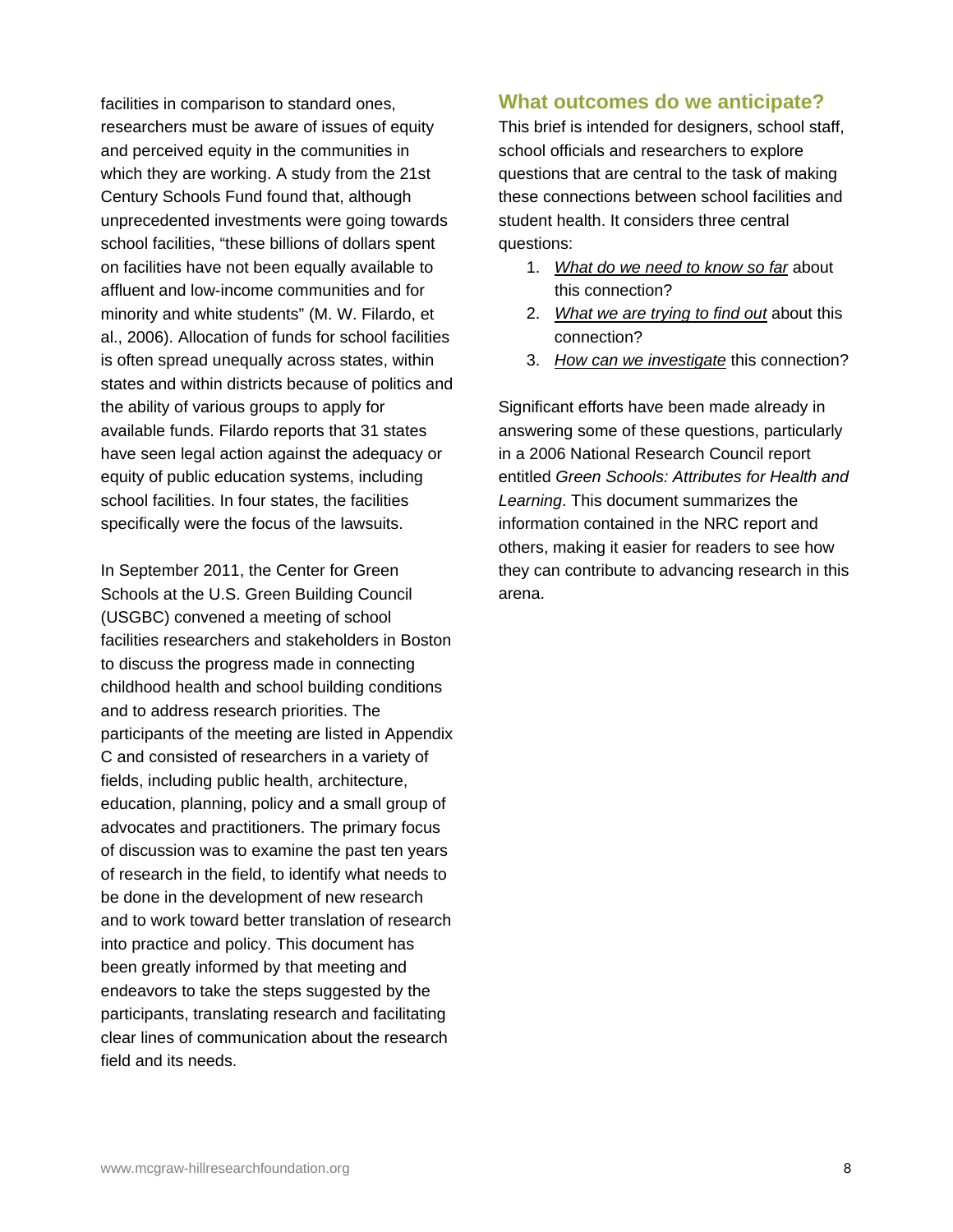facilities in comparison to standard ones, researchers must be aware of issues of equity and perceived equity in the communities in which they are working. A study from the 21st Century Schools Fund found that, although unprecedented investments were going towards school facilities, "these billions of dollars spent on facilities have not been equally available to affluent and low-income communities and for minority and white students" (M. W. Filardo, et al., 2006). Allocation of funds for school facilities is often spread unequally across states, within states and within districts because of politics and the ability of various groups to apply for available funds. Filardo reports that 31 states have seen legal action against the adequacy or equity of public education systems, including school facilities. In four states, the facilities specifically were the focus of the lawsuits.

In September 2011, the Center for Green Schools at the U.S. Green Building Council (USGBC) convened a meeting of school facilities researchers and stakeholders in Boston to discuss the progress made in connecting childhood health and school building conditions and to address research priorities. The participants of the meeting are listed in Appendix C and consisted of researchers in a variety of fields, including public health, architecture, education, planning, policy and a small group of advocates and practitioners. The primary focus of discussion was to examine the past ten years of research in the field, to identify what needs to be done in the development of new research and to work toward better translation of research into practice and policy. This document has been greatly informed by that meeting and endeavors to take the steps suggested by the participants, translating research and facilitating clear lines of communication about the research field and its needs.

## What outcomes do we anticipate?

This brief is intended for designers, school staff, school officials and researchers to explore questions that are central to the task of making these connections between school facilities and student health. It considers three central questions:

1. *What do we need to know so far* about this connection?
2. *What we are trying to find out* about this connection?
3. *How can we investigate* this connection?

Significant efforts have been made already in answering some of these questions, particularly in a 2006 National Research Council report entitled *Green Schools: Attributes for Health and Learning*. This document summarizes the information contained in the NRC report and others, making it easier for readers to see how they can contribute to advancing research in this arena.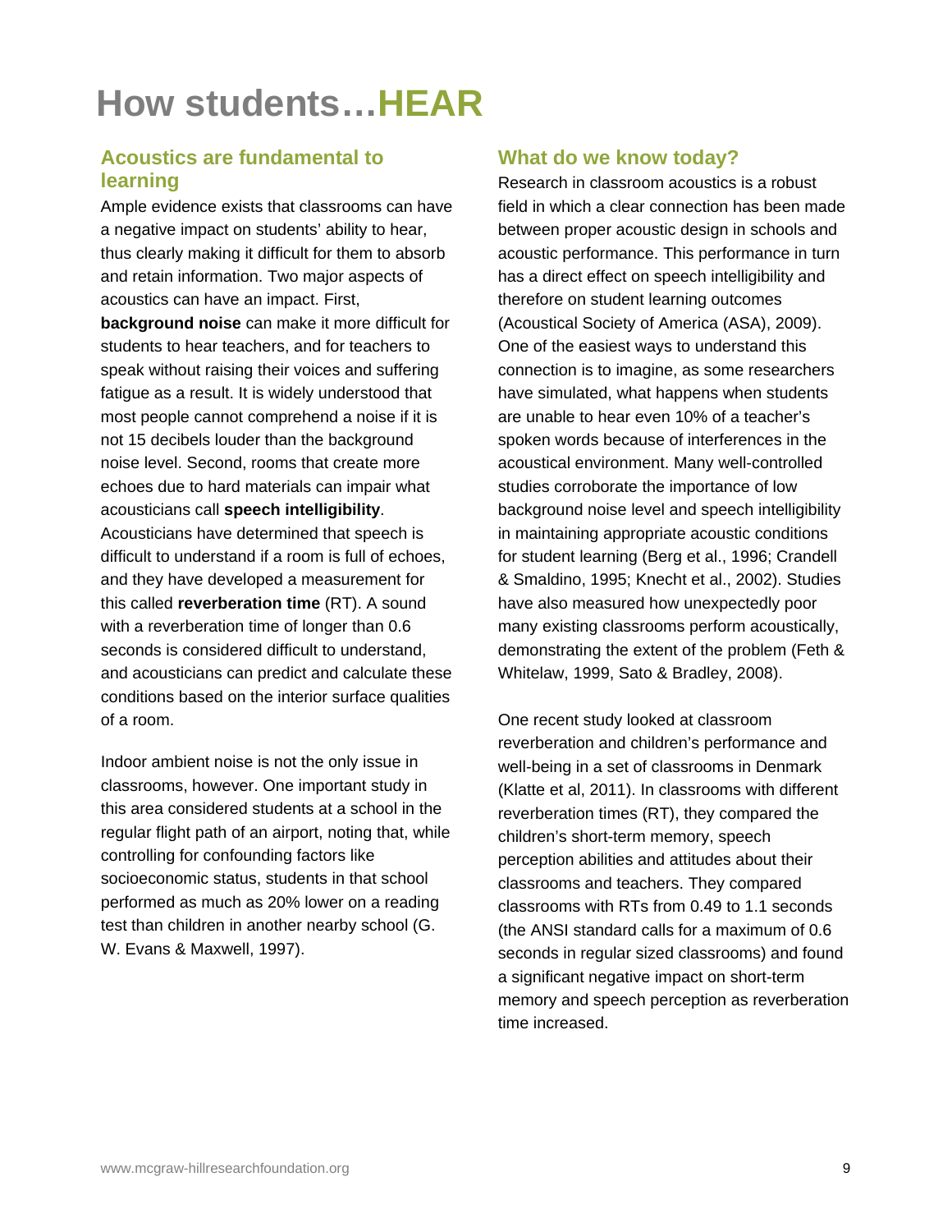# How students…HEAR

## Acoustics are fundamental to learning

Ample evidence exists that classrooms can have a negative impact on students' ability to hear, thus clearly making it difficult for them to absorb and retain information. Two major aspects of acoustics can have an impact. First, **background noise** can make it more difficult for students to hear teachers, and for teachers to speak without raising their voices and suffering fatigue as a result. It is widely understood that most people cannot comprehend a noise if it is not 15 decibels louder than the background noise level. Second, rooms that create more echoes due to hard materials can impair what acousticians call **speech intelligibility**. Acousticians have determined that speech is difficult to understand if a room is full of echoes, and they have developed a measurement for this called **reverberation time** (RT). A sound with a reverberation time of longer than 0.6 seconds is considered difficult to understand, and acousticians can predict and calculate these conditions based on the interior surface qualities of a room.

Indoor ambient noise is not the only issue in classrooms, however. One important study in this area considered students at a school in the regular flight path of an airport, noting that, while controlling for confounding factors like socioeconomic status, students in that school performed as much as 20% lower on a reading test than children in another nearby school (G. W. Evans & Maxwell, 1997).

## What do we know today?

Research in classroom acoustics is a robust field in which a clear connection has been made between proper acoustic design in schools and acoustic performance. This performance in turn has a direct effect on speech intelligibility and therefore on student learning outcomes (Acoustical Society of America (ASA), 2009). One of the easiest ways to understand this connection is to imagine, as some researchers have simulated, what happens when students are unable to hear even 10% of a teacher's spoken words because of interferences in the acoustical environment. Many well-controlled studies corroborate the importance of low background noise level and speech intelligibility in maintaining appropriate acoustic conditions for student learning (Berg et al., 1996; Crandell & Smaldino, 1995; Knecht et al., 2002). Studies have also measured how unexpectedly poor many existing classrooms perform acoustically, demonstrating the extent of the problem (Feth & Whitelaw, 1999, Sato & Bradley, 2008).

One recent study looked at classroom reverberation and children's performance and well-being in a set of classrooms in Denmark (Klatte et al, 2011). In classrooms with different reverberation times (RT), they compared the children's short-term memory, speech perception abilities and attitudes about their classrooms and teachers. They compared classrooms with RTs from 0.49 to 1.1 seconds (the ANSI standard calls for a maximum of 0.6 seconds in regular sized classrooms) and found a significant negative impact on short-term memory and speech perception as reverberation time increased.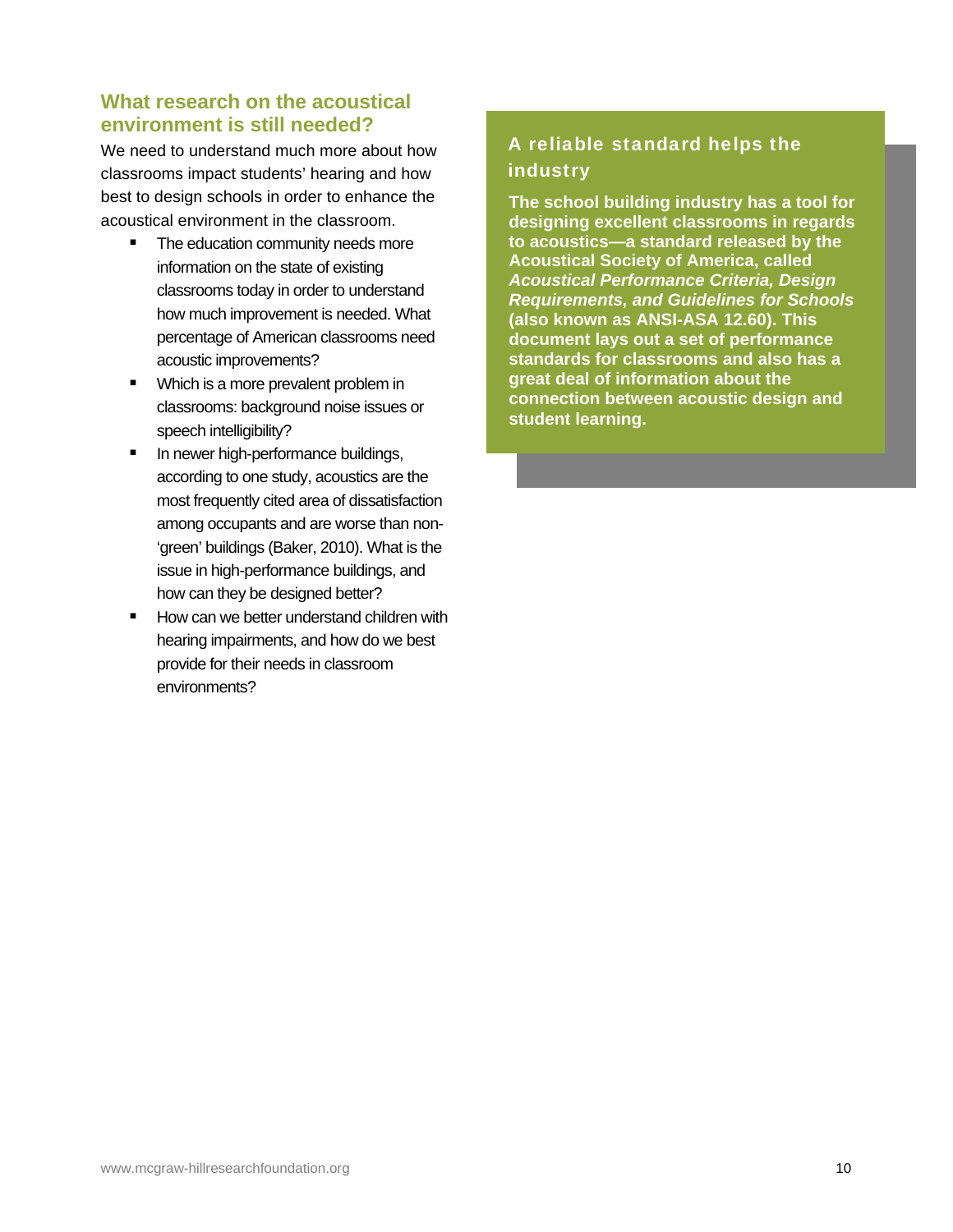## What research on the acoustical environment is still needed?

We need to understand much more about how classrooms impact students' hearing and how best to design schools in order to enhance the acoustical environment in the classroom.

- The education community needs more information on the state of existing classrooms today in order to understand how much improvement is needed. What percentage of American classrooms need acoustic improvements?
- Which is a more prevalent problem in classrooms: background noise issues or speech intelligibility?
- In newer high-performance buildings, according to one study, acoustics are the most frequently cited area of dissatisfaction among occupants and are worse than non-'green' buildings (Baker, 2010). What is the issue in high-performance buildings, and how can they be designed better?
- How can we better understand children with hearing impairments, and how do we best provide for their needs in classroom environments?

### A reliable standard helps the industry

**The school building industry has a tool for designing excellent classrooms in regards to acoustics—a standard released by the Acoustical Society of America, called *Acoustical Performance Criteria, Design Requirements, and Guidelines for Schools* (also known as ANSI-ASA 12.60). This document lays out a set of performance standards for classrooms and also has a great deal of information about the connection between acoustic design and student learning.**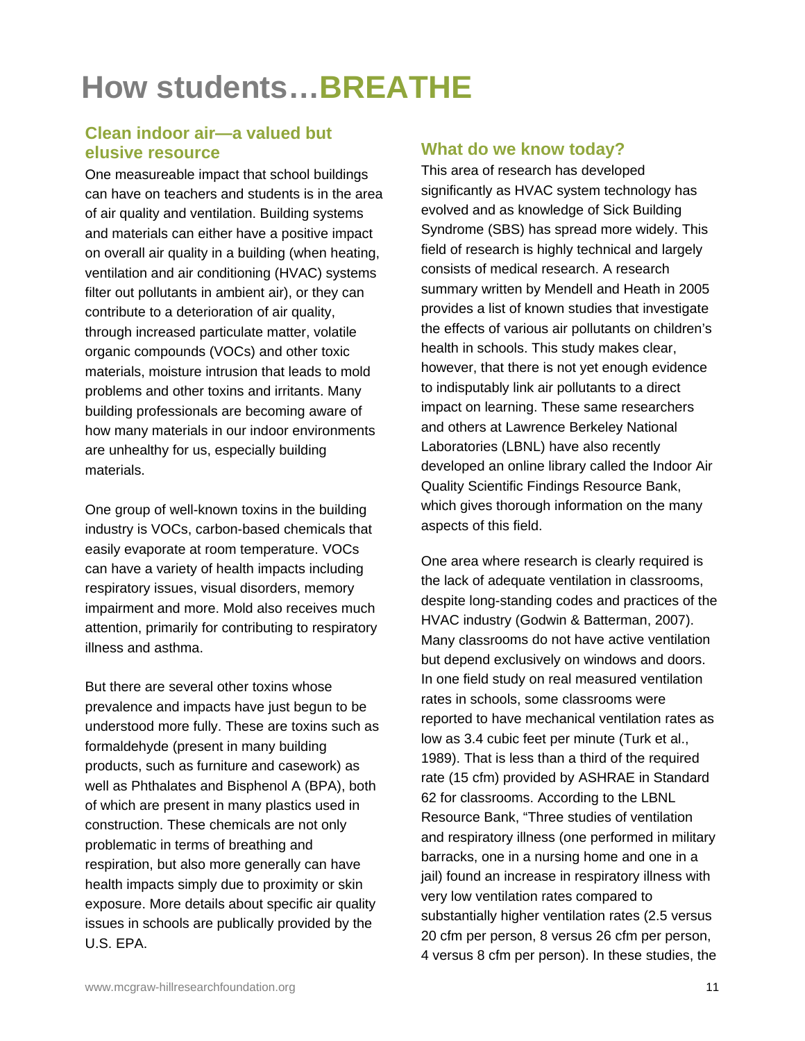# How students…BREATHE

## Clean indoor air—a valued but elusive resource

One measureable impact that school buildings can have on teachers and students is in the area of air quality and ventilation. Building systems and materials can either have a positive impact on overall air quality in a building (when heating, ventilation and air conditioning (HVAC) systems filter out pollutants in ambient air), or they can contribute to a deterioration of air quality, through increased particulate matter, volatile organic compounds (VOCs) and other toxic materials, moisture intrusion that leads to mold problems and other toxins and irritants. Many building professionals are becoming aware of how many materials in our indoor environments are unhealthy for us, especially building materials.

One group of well-known toxins in the building industry is VOCs, carbon-based chemicals that easily evaporate at room temperature. VOCs can have a variety of health impacts including respiratory issues, visual disorders, memory impairment and more. Mold also receives much attention, primarily for contributing to respiratory illness and asthma.

But there are several other toxins whose prevalence and impacts have just begun to be understood more fully. These are toxins such as formaldehyde (present in many building products, such as furniture and casework) as well as Phthalates and Bisphenol A (BPA), both of which are present in many plastics used in construction. These chemicals are not only problematic in terms of breathing and respiration, but also more generally can have health impacts simply due to proximity or skin exposure. More details about specific air quality issues in schools are publically provided by the U.S. EPA.

## What do we know today?

This area of research has developed significantly as HVAC system technology has evolved and as knowledge of Sick Building Syndrome (SBS) has spread more widely. This field of research is highly technical and largely consists of medical research. A research summary written by Mendell and Heath in 2005 provides a list of known studies that investigate the effects of various air pollutants on children's health in schools. This study makes clear, however, that there is not yet enough evidence to indisputably link air pollutants to a direct impact on learning. These same researchers and others at Lawrence Berkeley National Laboratories (LBNL) have also recently developed an online library called the Indoor Air Quality Scientific Findings Resource Bank, which gives thorough information on the many aspects of this field.

One area where research is clearly required is the lack of adequate ventilation in classrooms, despite long-standing codes and practices of the HVAC industry (Godwin & Batterman, 2007). Many classrooms do not have active ventilation but depend exclusively on windows and doors. In one field study on real measured ventilation rates in schools, some classrooms were reported to have mechanical ventilation rates as low as 3.4 cubic feet per minute (Turk et al., 1989). That is less than a third of the required rate (15 cfm) provided by ASHRAE in Standard 62 for classrooms. According to the LBNL Resource Bank, "Three studies of ventilation and respiratory illness (one performed in military barracks, one in a nursing home and one in a jail) found an increase in respiratory illness with very low ventilation rates compared to substantially higher ventilation rates (2.5 versus 20 cfm per person, 8 versus 26 cfm per person, 4 versus 8 cfm per person). In these studies, the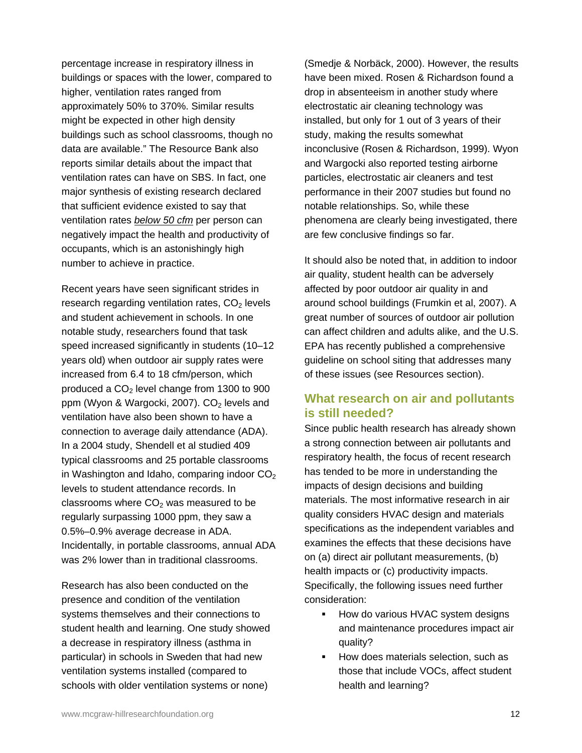percentage increase in respiratory illness in buildings or spaces with the lower, compared to higher, ventilation rates ranged from approximately 50% to 370%. Similar results might be expected in other high density buildings such as school classrooms, though no data are available." The Resource Bank also reports similar details about the impact that ventilation rates can have on SBS. In fact, one major synthesis of existing research declared that sufficient evidence existed to say that ventilation rates *below 50 cfm* per person can negatively impact the health and productivity of occupants, which is an astonishingly high number to achieve in practice.

Recent years have seen significant strides in research regarding ventilation rates, $CO_2$ levels and student achievement in schools. In one notable study, researchers found that task speed increased significantly in students (10–12 years old) when outdoor air supply rates were increased from 6.4 to 18 cfm/person, which produced a $CO_2$ level change from 1300 to 900 ppm (Wyon & Wargocki, 2007). $CO_2$ levels and ventilation have also been shown to have a connection to average daily attendance (ADA). In a 2004 study, Shendell et al studied 409 typical classrooms and 25 portable classrooms in Washington and Idaho, comparing indoor $CO_2$ levels to student attendance records. In classrooms where $CO_2$ was measured to be regularly surpassing 1000 ppm, they saw a 0.5%–0.9% average decrease in ADA. Incidentally, in portable classrooms, annual ADA was 2% lower than in traditional classrooms.

Research has also been conducted on the presence and condition of the ventilation systems themselves and their connections to student health and learning. One study showed a decrease in respiratory illness (asthma in particular) in schools in Sweden that had new ventilation systems installed (compared to schools with older ventilation systems or none) (Smedje & Norbäck, 2000). However, the results have been mixed. Rosen & Richardson found a drop in absenteeism in another study where electrostatic air cleaning technology was installed, but only for 1 out of 3 years of their study, making the results somewhat inconclusive (Rosen & Richardson, 1999). Wyon and Wargocki also reported testing airborne particles, electrostatic air cleaners and test performance in their 2007 studies but found no notable relationships. So, while these phenomena are clearly being investigated, there are few conclusive findings so far.

It should also be noted that, in addition to indoor air quality, student health can be adversely affected by poor outdoor air quality in and around school buildings (Frumkin et al, 2007). A great number of sources of outdoor air pollution can affect children and adults alike, and the U.S. EPA has recently published a comprehensive guideline on school siting that addresses many of these issues (see Resources section).

## What research on air and pollutants is still needed?

Since public health research has already shown a strong connection between air pollutants and respiratory health, the focus of recent research has tended to be more in understanding the impacts of design decisions and building materials. The most informative research in air quality considers HVAC design and materials specifications as the independent variables and examines the effects that these decisions have on (a) direct air pollutant measurements, (b) health impacts or (c) productivity impacts. Specifically, the following issues need further consideration:

- How do various HVAC system designs and maintenance procedures impact air quality?
- How does materials selection, such as those that include VOCs, affect student health and learning?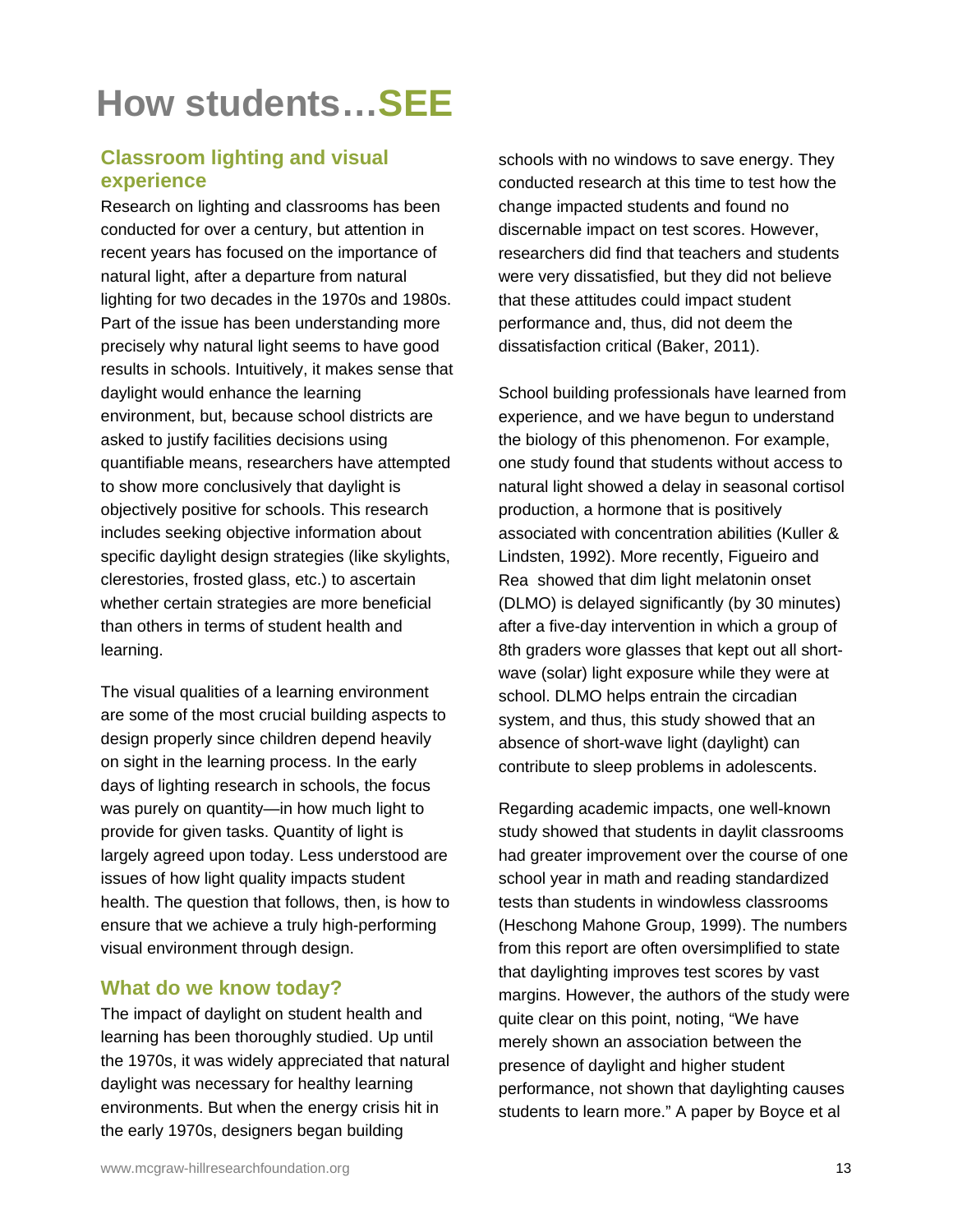# How students…SEE

## Classroom lighting and visual experience

Research on lighting and classrooms has been conducted for over a century, but attention in recent years has focused on the importance of natural light, after a departure from natural lighting for two decades in the 1970s and 1980s. Part of the issue has been understanding more precisely why natural light seems to have good results in schools. Intuitively, it makes sense that daylight would enhance the learning environment, but, because school districts are asked to justify facilities decisions using quantifiable means, researchers have attempted to show more conclusively that daylight is objectively positive for schools. This research includes seeking objective information about specific daylight design strategies (like skylights, clerestories, frosted glass, etc.) to ascertain whether certain strategies are more beneficial than others in terms of student health and learning.

The visual qualities of a learning environment are some of the most crucial building aspects to design properly since children depend heavily on sight in the learning process. In the early days of lighting research in schools, the focus was purely on quantity—in how much light to provide for given tasks. Quantity of light is largely agreed upon today. Less understood are issues of how light quality impacts student health. The question that follows, then, is how to ensure that we achieve a truly high-performing visual environment through design.

## What do we know today?

The impact of daylight on student health and learning has been thoroughly studied. Up until the 1970s, it was widely appreciated that natural daylight was necessary for healthy learning environments. But when the energy crisis hit in the early 1970s, designers began building schools with no windows to save energy. They conducted research at this time to test how the change impacted students and found no discernable impact on test scores. However, researchers did find that teachers and students were very dissatisfied, but they did not believe that these attitudes could impact student performance and, thus, did not deem the dissatisfaction critical (Baker, 2011).

School building professionals have learned from experience, and we have begun to understand the biology of this phenomenon. For example, one study found that students without access to natural light showed a delay in seasonal cortisol production, a hormone that is positively associated with concentration abilities (Kuller & Lindsten, 1992). More recently, Figueiro and Rea showed that dim light melatonin onset (DLMO) is delayed significantly (by 30 minutes) after a five-day intervention in which a group of 8th graders wore glasses that kept out all short-wave (solar) light exposure while they were at school. DLMO helps entrain the circadian system, and thus, this study showed that an absence of short-wave light (daylight) can contribute to sleep problems in adolescents.

Regarding academic impacts, one well-known study showed that students in daylit classrooms had greater improvement over the course of one school year in math and reading standardized tests than students in windowless classrooms (Heschong Mahone Group, 1999). The numbers from this report are often oversimplified to state that daylighting improves test scores by vast margins. However, the authors of the study were quite clear on this point, noting, "We have merely shown an association between the presence of daylight and higher student performance, not shown that daylighting causes students to learn more." A paper by Boyce et al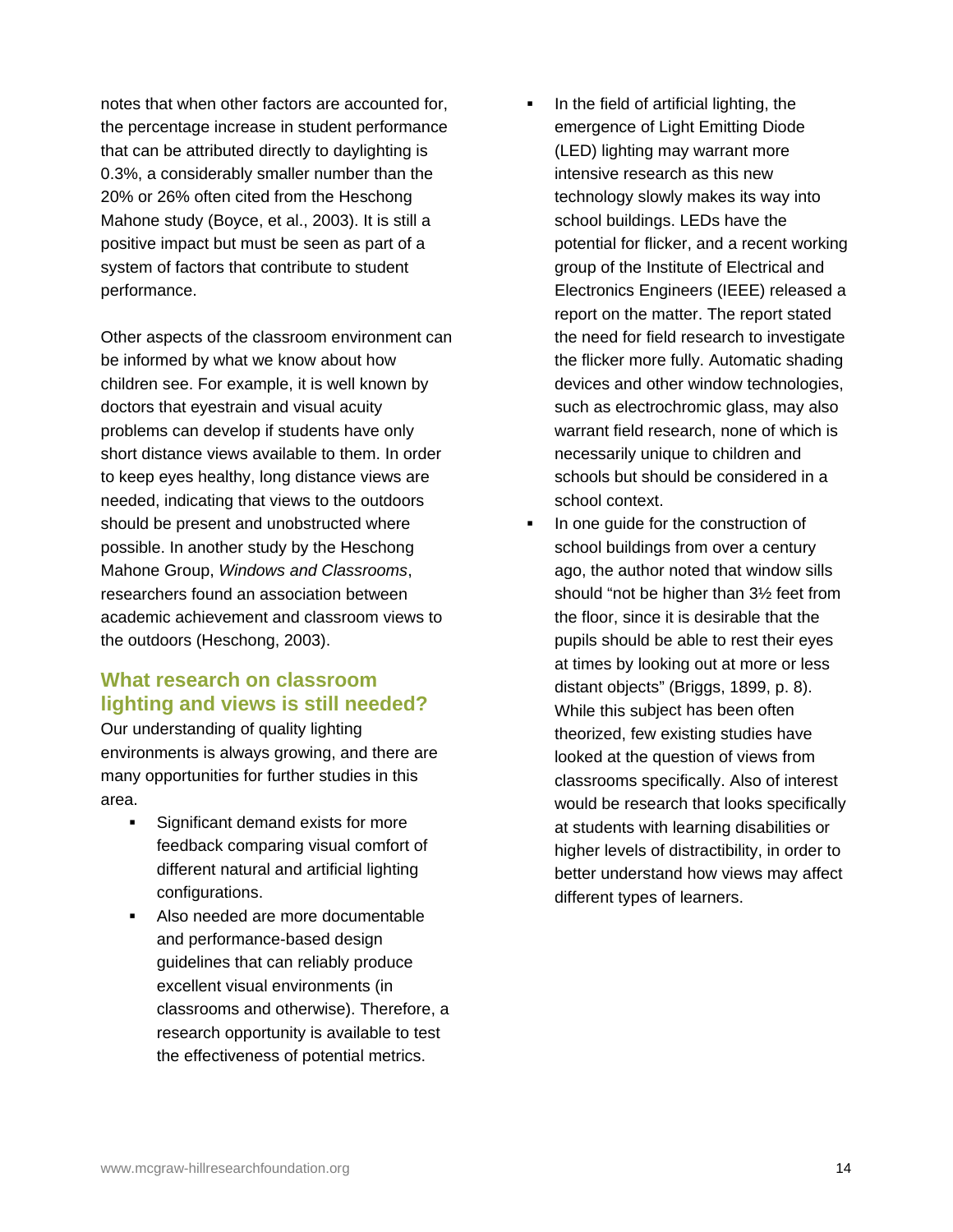notes that when other factors are accounted for, the percentage increase in student performance that can be attributed directly to daylighting is 0.3%, a considerably smaller number than the 20% or 26% often cited from the Heschong Mahone study (Boyce, et al., 2003). It is still a positive impact but must be seen as part of a system of factors that contribute to student performance.

Other aspects of the classroom environment can be informed by what we know about how children see. For example, it is well known by doctors that eyestrain and visual acuity problems can develop if students have only short distance views available to them. In order to keep eyes healthy, long distance views are needed, indicating that views to the outdoors should be present and unobstructed where possible. In another study by the Heschong Mahone Group, *Windows and Classrooms*, researchers found an association between academic achievement and classroom views to the outdoors (Heschong, 2003).

## What research on classroom lighting and views is still needed?

Our understanding of quality lighting environments is always growing, and there are many opportunities for further studies in this area.

- Significant demand exists for more feedback comparing visual comfort of different natural and artificial lighting configurations.
- Also needed are more documentable and performance-based design guidelines that can reliably produce excellent visual environments (in classrooms and otherwise). Therefore, a research opportunity is available to test the effectiveness of potential metrics.
- In the field of artificial lighting, the emergence of Light Emitting Diode (LED) lighting may warrant more intensive research as this new technology slowly makes its way into school buildings. LEDs have the potential for flicker, and a recent working group of the Institute of Electrical and Electronics Engineers (IEEE) released a report on the matter. The report stated the need for field research to investigate the flicker more fully. Automatic shading devices and other window technologies, such as electrochromic glass, may also warrant field research, none of which is necessarily unique to children and schools but should be considered in a school context.
- In one guide for the construction of school buildings from over a century ago, the author noted that window sills should "not be higher than 3½ feet from the floor, since it is desirable that the pupils should be able to rest their eyes at times by looking out at more or less distant objects" (Briggs, 1899, p. 8). While this subject has been often theorized, few existing studies have looked at the question of views from classrooms specifically. Also of interest would be research that looks specifically at students with learning disabilities or higher levels of distractibility, in order to better understand how views may affect different types of learners.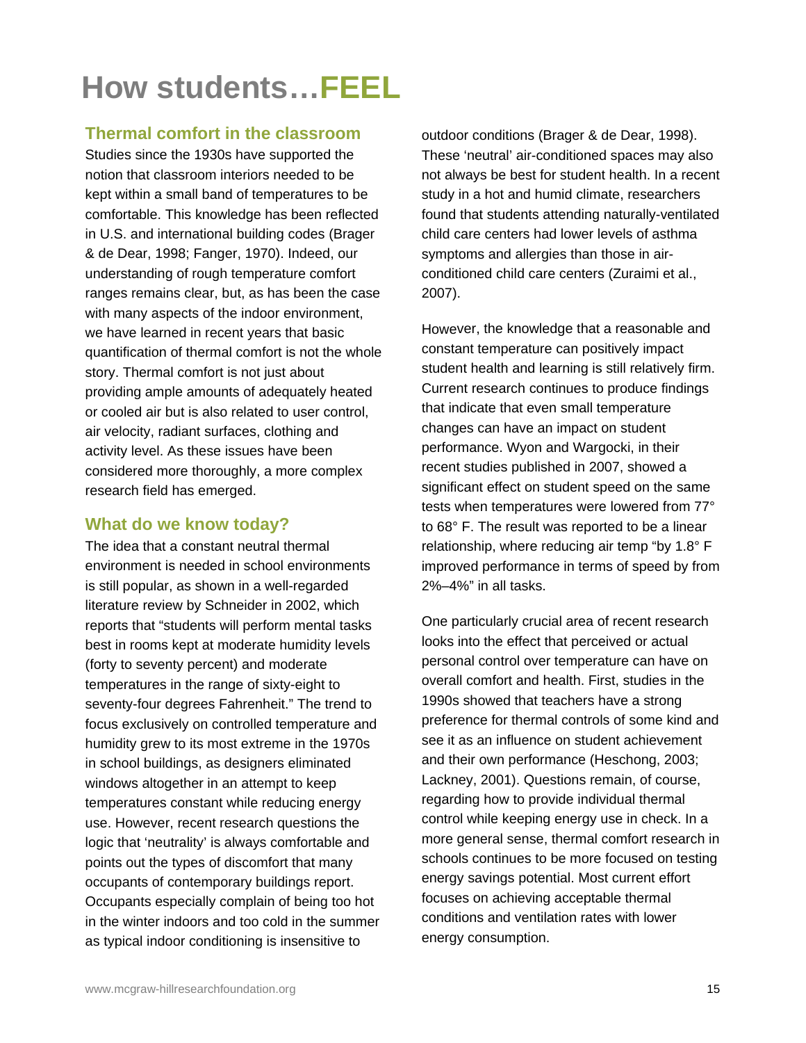# How students…FEEL

## Thermal comfort in the classroom

Studies since the 1930s have supported the notion that classroom interiors needed to be kept within a small band of temperatures to be comfortable. This knowledge has been reflected in U.S. and international building codes (Brager & de Dear, 1998; Fanger, 1970). Indeed, our understanding of rough temperature comfort ranges remains clear, but, as has been the case with many aspects of the indoor environment, we have learned in recent years that basic quantification of thermal comfort is not the whole story. Thermal comfort is not just about providing ample amounts of adequately heated or cooled air but is also related to user control, air velocity, radiant surfaces, clothing and activity level. As these issues have been considered more thoroughly, a more complex research field has emerged.

## What do we know today?

The idea that a constant neutral thermal environment is needed in school environments is still popular, as shown in a well-regarded literature review by Schneider in 2002, which reports that "students will perform mental tasks best in rooms kept at moderate humidity levels (forty to seventy percent) and moderate temperatures in the range of sixty-eight to seventy-four degrees Fahrenheit." The trend to focus exclusively on controlled temperature and humidity grew to its most extreme in the 1970s in school buildings, as designers eliminated windows altogether in an attempt to keep temperatures constant while reducing energy use. However, recent research questions the logic that 'neutrality' is always comfortable and points out the types of discomfort that many occupants of contemporary buildings report. Occupants especially complain of being too hot in the winter indoors and too cold in the summer as typical indoor conditioning is insensitive to outdoor conditions (Brager & de Dear, 1998). These 'neutral' air-conditioned spaces may also not always be best for student health. In a recent study in a hot and humid climate, researchers found that students attending naturally-ventilated child care centers had lower levels of asthma symptoms and allergies than those in air-conditioned child care centers (Zuraimi et al., 2007).

However, the knowledge that a reasonable and constant temperature can positively impact student health and learning is still relatively firm. Current research continues to produce findings that indicate that even small temperature changes can have an impact on student performance. Wyon and Wargocki, in their recent studies published in 2007, showed a significant effect on student speed on the same tests when temperatures were lowered from 77° to 68° F. The result was reported to be a linear relationship, where reducing air temp "by 1.8° F improved performance in terms of speed by from 2%–4%" in all tasks.

One particularly crucial area of recent research looks into the effect that perceived or actual personal control over temperature can have on overall comfort and health. First, studies in the 1990s showed that teachers have a strong preference for thermal controls of some kind and see it as an influence on student achievement and their own performance (Heschong, 2003; Lackney, 2001). Questions remain, of course, regarding how to provide individual thermal control while keeping energy use in check. In a more general sense, thermal comfort research in schools continues to be more focused on testing energy savings potential. Most current effort focuses on achieving acceptable thermal conditions and ventilation rates with lower energy consumption.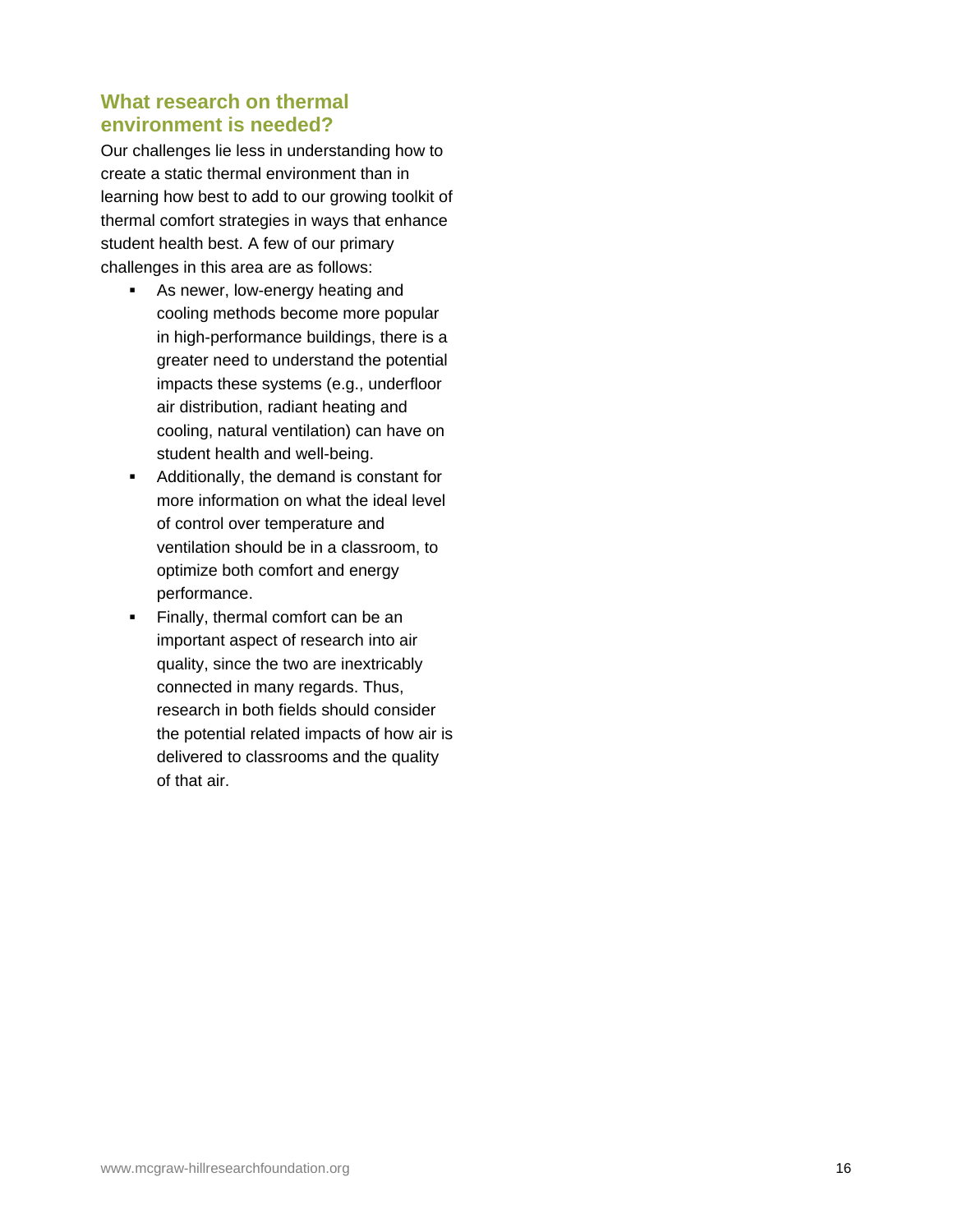## What research on thermal environment is needed?

Our challenges lie less in understanding how to create a static thermal environment than in learning how best to add to our growing toolkit of thermal comfort strategies in ways that enhance student health best. A few of our primary challenges in this area are as follows:

- As newer, low-energy heating and cooling methods become more popular in high-performance buildings, there is a greater need to understand the potential impacts these systems (e.g., underfloor air distribution, radiant heating and cooling, natural ventilation) can have on student health and well-being.
- Additionally, the demand is constant for more information on what the ideal level of control over temperature and ventilation should be in a classroom, to optimize both comfort and energy performance.
- Finally, thermal comfort can be an important aspect of research into air quality, since the two are inextricably connected in many regards. Thus, research in both fields should consider the potential related impacts of how air is delivered to classrooms and the quality of that air.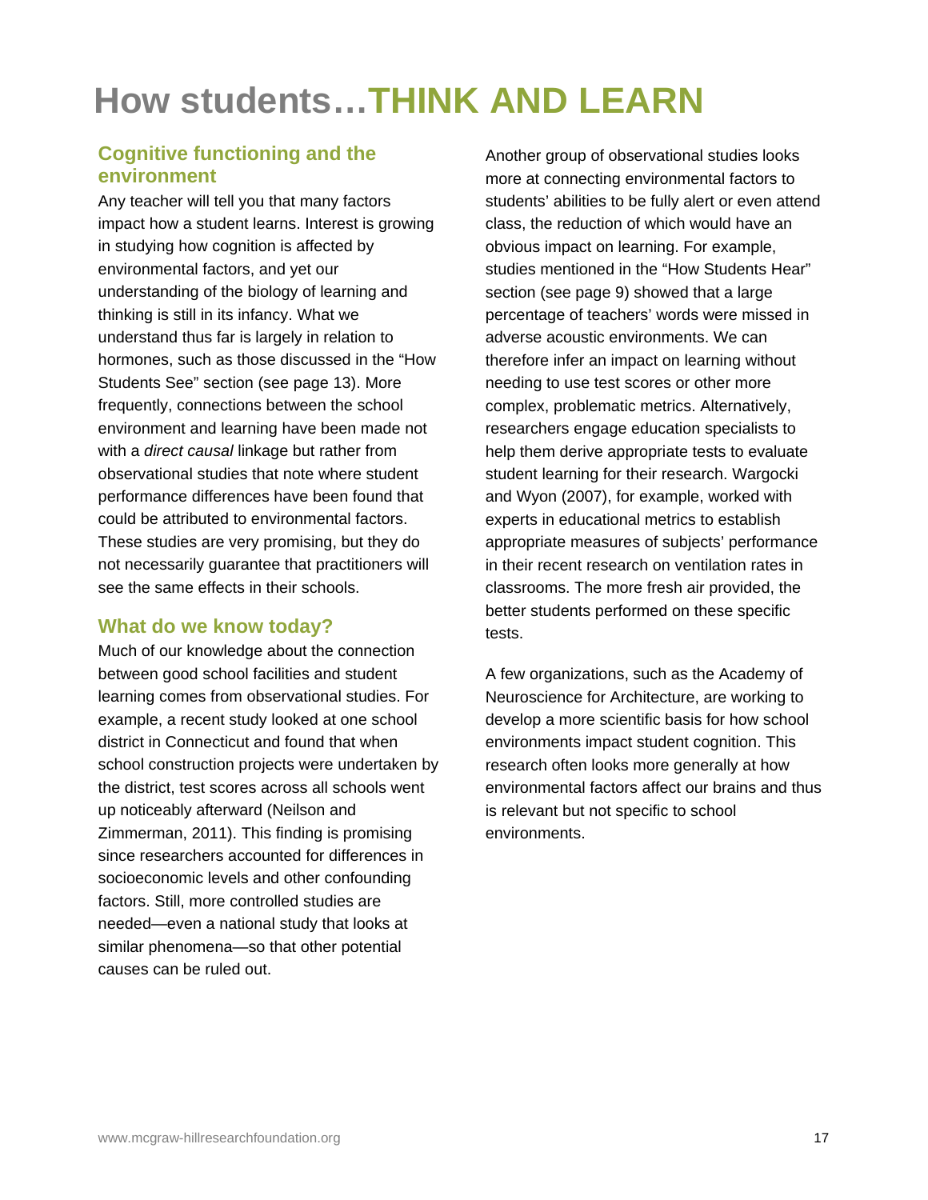# How students…THINK AND LEARN

## Cognitive functioning and the environment

Any teacher will tell you that many factors impact how a student learns. Interest is growing in studying how cognition is affected by environmental factors, and yet our understanding of the biology of learning and thinking is still in its infancy. What we understand thus far is largely in relation to hormones, such as those discussed in the "How Students See" section (see page 13). More frequently, connections between the school environment and learning have been made not with a *direct causal* linkage but rather from observational studies that note where student performance differences have been found that could be attributed to environmental factors. These studies are very promising, but they do not necessarily guarantee that practitioners will see the same effects in their schools.

## What do we know today?

Much of our knowledge about the connection between good school facilities and student learning comes from observational studies. For example, a recent study looked at one school district in Connecticut and found that when school construction projects were undertaken by the district, test scores across all schools went up noticeably afterward (Neilson and Zimmerman, 2011). This finding is promising since researchers accounted for differences in socioeconomic levels and other confounding factors. Still, more controlled studies are needed—even a national study that looks at similar phenomena—so that other potential causes can be ruled out.

Another group of observational studies looks more at connecting environmental factors to students' abilities to be fully alert or even attend class, the reduction of which would have an obvious impact on learning. For example, studies mentioned in the "How Students Hear" section (see page 9) showed that a large percentage of teachers' words were missed in adverse acoustic environments. We can therefore infer an impact on learning without needing to use test scores or other more complex, problematic metrics. Alternatively, researchers engage education specialists to help them derive appropriate tests to evaluate student learning for their research. Wargocki and Wyon (2007), for example, worked with experts in educational metrics to establish appropriate measures of subjects' performance in their recent research on ventilation rates in classrooms. The more fresh air provided, the better students performed on these specific tests.

A few organizations, such as the Academy of Neuroscience for Architecture, are working to develop a more scientific basis for how school environments impact student cognition. This research often looks more generally at how environmental factors affect our brains and thus is relevant but not specific to school environments.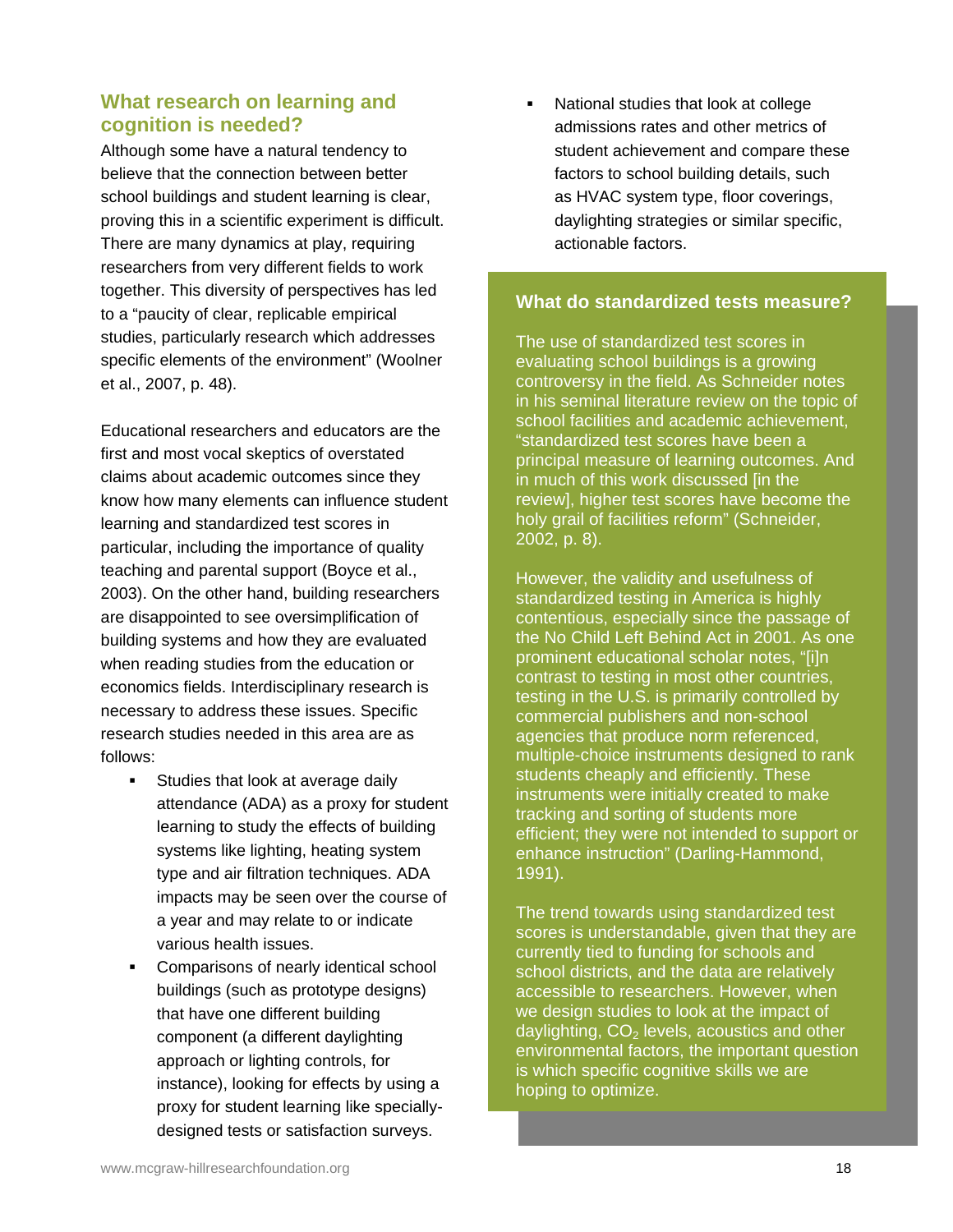## What research on learning and cognition is needed?

Although some have a natural tendency to believe that the connection between better school buildings and student learning is clear, proving this in a scientific experiment is difficult. There are many dynamics at play, requiring researchers from very different fields to work together. This diversity of perspectives has led to a "paucity of clear, replicable empirical studies, particularly research which addresses specific elements of the environment" (Woolner et al., 2007, p. 48).

Educational researchers and educators are the first and most vocal skeptics of overstated claims about academic outcomes since they know how many elements can influence student learning and standardized test scores in particular, including the importance of quality teaching and parental support (Boyce et al., 2003). On the other hand, building researchers are disappointed to see oversimplification of building systems and how they are evaluated when reading studies from the education or economics fields. Interdisciplinary research is necessary to address these issues. Specific research studies needed in this area are as follows:

- Studies that look at average daily attendance (ADA) as a proxy for student learning to study the effects of building systems like lighting, heating system type and air filtration techniques. ADA impacts may be seen over the course of a year and may relate to or indicate various health issues.
- Comparisons of nearly identical school buildings (such as prototype designs) that have one different building component (a different daylighting approach or lighting controls, for instance), looking for effects by using a proxy for student learning like specially-designed tests or satisfaction surveys.
- National studies that look at college admissions rates and other metrics of student achievement and compare these factors to school building details, such as HVAC system type, floor coverings, daylighting strategies or similar specific, actionable factors.

### What do standardized tests measure?

The use of standardized test scores in evaluating school buildings is a growing controversy in the field. As Schneider notes in his seminal literature review on the topic of school facilities and academic achievement, "standardized test scores have been a principal measure of learning outcomes. And in much of this work discussed [in the review], higher test scores have become the holy grail of facilities reform" (Schneider, 2002, p. 8).

However, the validity and usefulness of standardized testing in America is highly contentious, especially since the passage of the No Child Left Behind Act in 2001. As one prominent educational scholar notes, "[i]n contrast to testing in most other countries, testing in the U.S. is primarily controlled by commercial publishers and non-school agencies that produce norm referenced, multiple-choice instruments designed to rank students cheaply and efficiently. These instruments were initially created to make tracking and sorting of students more efficient; they were not intended to support or enhance instruction" (Darling-Hammond, 1991).

The trend towards using standardized test scores is understandable, given that they are currently tied to funding for schools and school districts, and the data are relatively accessible to researchers. However, when we design studies to look at the impact of daylighting, $CO_2$ levels, acoustics and other environmental factors, the important question is which specific cognitive skills we are hoping to optimize.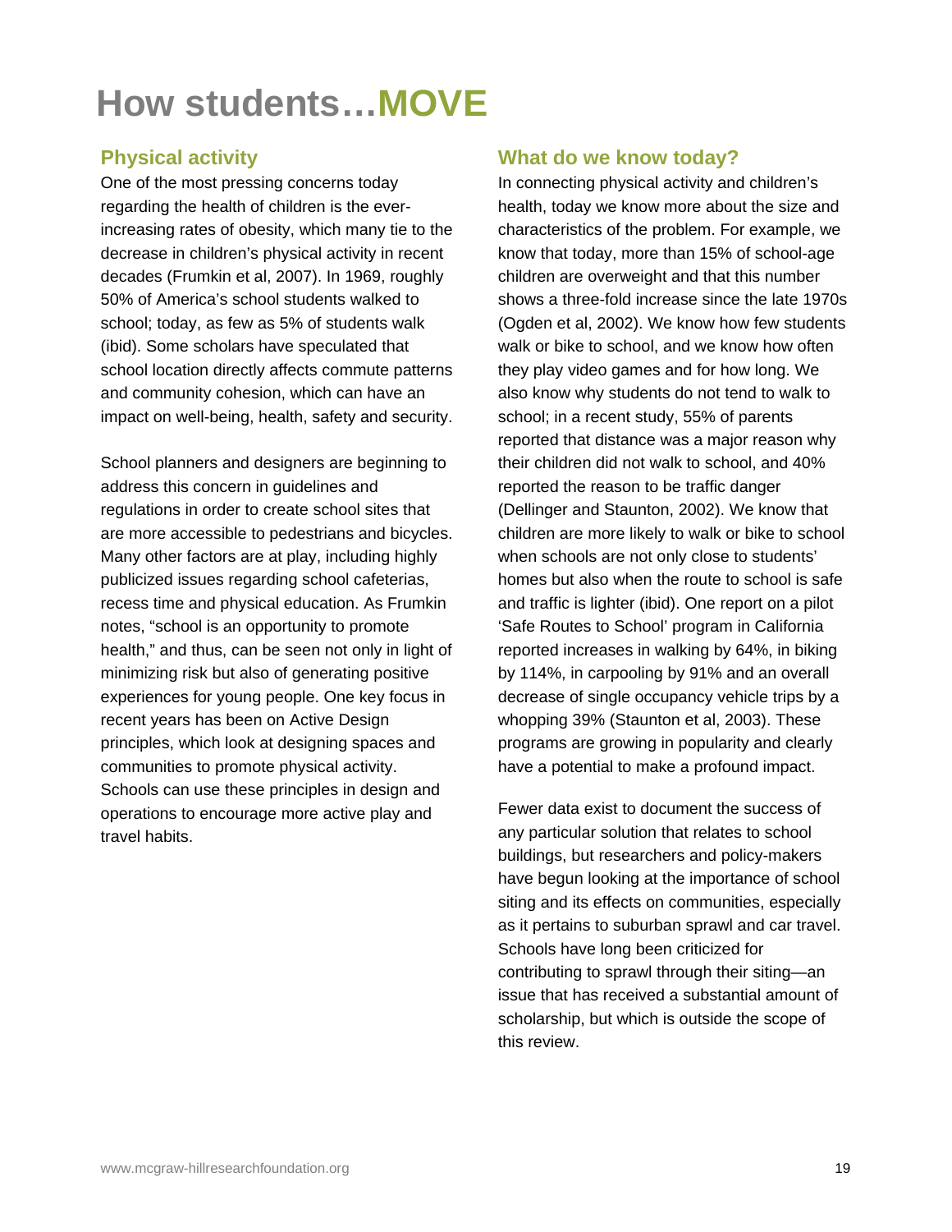# How students…MOVE

## Physical activity

One of the most pressing concerns today regarding the health of children is the ever-increasing rates of obesity, which many tie to the decrease in children's physical activity in recent decades (Frumkin et al, 2007). In 1969, roughly 50% of America's school students walked to school; today, as few as 5% of students walk (ibid). Some scholars have speculated that school location directly affects commute patterns and community cohesion, which can have an impact on well-being, health, safety and security.

School planners and designers are beginning to address this concern in guidelines and regulations in order to create school sites that are more accessible to pedestrians and bicycles. Many other factors are at play, including highly publicized issues regarding school cafeterias, recess time and physical education. As Frumkin notes, "school is an opportunity to promote health," and thus, can be seen not only in light of minimizing risk but also of generating positive experiences for young people. One key focus in recent years has been on Active Design principles, which look at designing spaces and communities to promote physical activity. Schools can use these principles in design and operations to encourage more active play and travel habits.

## What do we know today?

In connecting physical activity and children's health, today we know more about the size and characteristics of the problem. For example, we know that today, more than 15% of school-age children are overweight and that this number shows a three-fold increase since the late 1970s (Ogden et al, 2002). We know how few students walk or bike to school, and we know how often they play video games and for how long. We also know why students do not tend to walk to school; in a recent study, 55% of parents reported that distance was a major reason why their children did not walk to school, and 40% reported the reason to be traffic danger (Dellinger and Staunton, 2002). We know that children are more likely to walk or bike to school when schools are not only close to students' homes but also when the route to school is safe and traffic is lighter (ibid). One report on a pilot 'Safe Routes to School' program in California reported increases in walking by 64%, in biking by 114%, in carpooling by 91% and an overall decrease of single occupancy vehicle trips by a whopping 39% (Staunton et al, 2003). These programs are growing in popularity and clearly have a potential to make a profound impact.

Fewer data exist to document the success of any particular solution that relates to school buildings, but researchers and policy-makers have begun looking at the importance of school siting and its effects on communities, especially as it pertains to suburban sprawl and car travel. Schools have long been criticized for contributing to sprawl through their siting—an issue that has received a substantial amount of scholarship, but which is outside the scope of this review.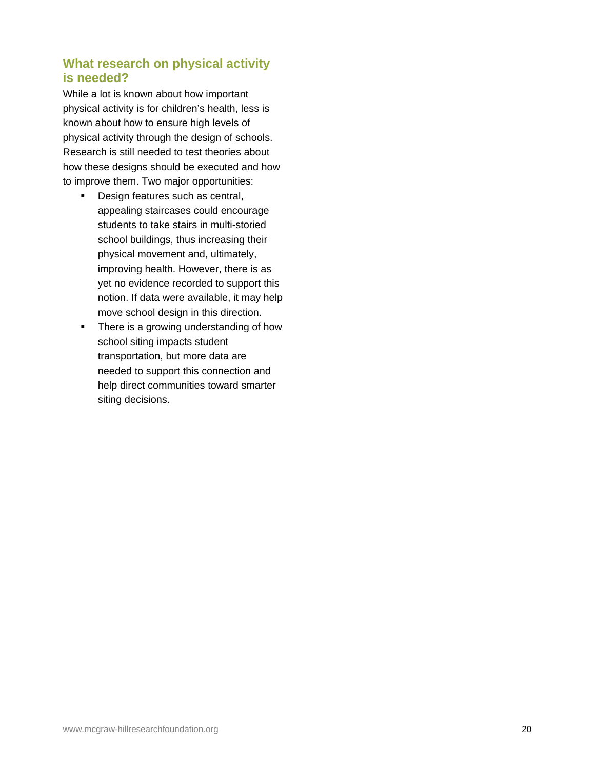## What research on physical activity is needed?

While a lot is known about how important physical activity is for children's health, less is known about how to ensure high levels of physical activity through the design of schools. Research is still needed to test theories about how these designs should be executed and how to improve them. Two major opportunities:

- Design features such as central, appealing staircases could encourage students to take stairs in multi-storied school buildings, thus increasing their physical movement and, ultimately, improving health. However, there is as yet no evidence recorded to support this notion. If data were available, it may help move school design in this direction.
- There is a growing understanding of how school siting impacts student transportation, but more data are needed to support this connection and help direct communities toward smarter siting decisions.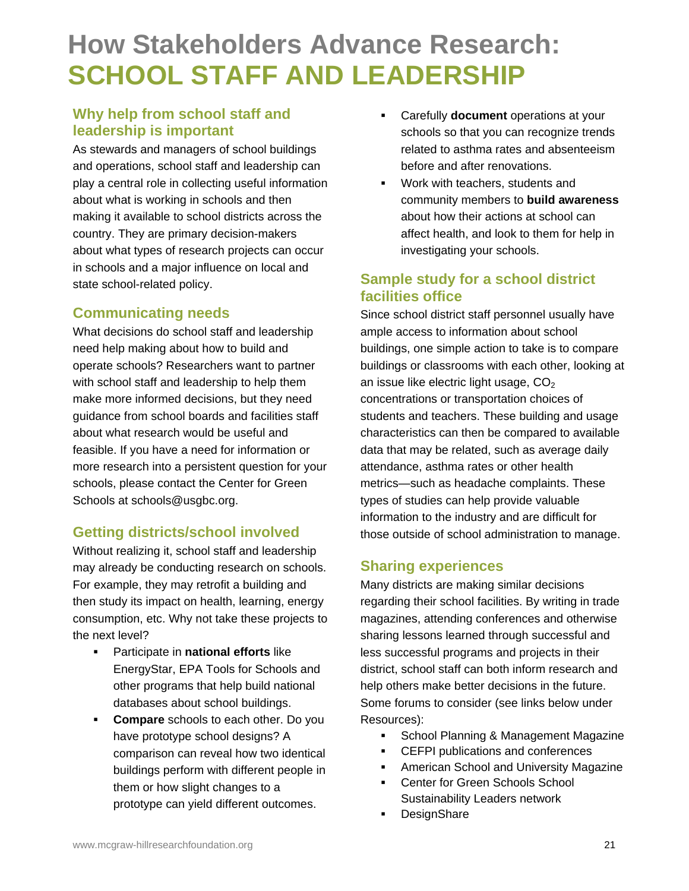# How Stakeholders Advance Research: SCHOOL STAFF AND LEADERSHIP

## Why help from school staff and leadership is important

As stewards and managers of school buildings and operations, school staff and leadership can play a central role in collecting useful information about what is working in schools and then making it available to school districts across the country. They are primary decision-makers about what types of research projects can occur in schools and a major influence on local and state school-related policy.

## Communicating needs

What decisions do school staff and leadership need help making about how to build and operate schools? Researchers want to partner with school staff and leadership to help them make more informed decisions, but they need guidance from school boards and facilities staff about what research would be useful and feasible. If you have a need for information or more research into a persistent question for your schools, please contact the Center for Green Schools at schools@usgbc.org.

## Getting districts/school involved

Without realizing it, school staff and leadership may already be conducting research on schools. For example, they may retrofit a building and then study its impact on health, learning, energy consumption, etc. Why not take these projects to the next level?

- Participate in **national efforts** like EnergyStar, EPA Tools for Schools and other programs that help build national databases about school buildings.
- **Compare** schools to each other. Do you have prototype school designs? A comparison can reveal how two identical buildings perform with different people in them or how slight changes to a prototype can yield different outcomes.
- Carefully **document** operations at your schools so that you can recognize trends related to asthma rates and absenteeism before and after renovations.
- Work with teachers, students and community members to **build awareness** about how their actions at school can affect health, and look to them for help in investigating your schools.

## Sample study for a school district facilities office

Since school district staff personnel usually have ample access to information about school buildings, one simple action to take is to compare buildings or classrooms with each other, looking at an issue like electric light usage, $CO_2$ concentrations or transportation choices of students and teachers. These building and usage characteristics can then be compared to available data that may be related, such as average daily attendance, asthma rates or other health metrics—such as headache complaints. These types of studies can help provide valuable information to the industry and are difficult for those outside of school administration to manage.

## Sharing experiences

Many districts are making similar decisions regarding their school facilities. By writing in trade magazines, attending conferences and otherwise sharing lessons learned through successful and less successful programs and projects in their district, school staff can both inform research and help others make better decisions in the future. Some forums to consider (see links below under Resources):

- School Planning & Management Magazine
- CEFPI publications and conferences
- American School and University Magazine
- Center for Green Schools School Sustainability Leaders network
- DesignShare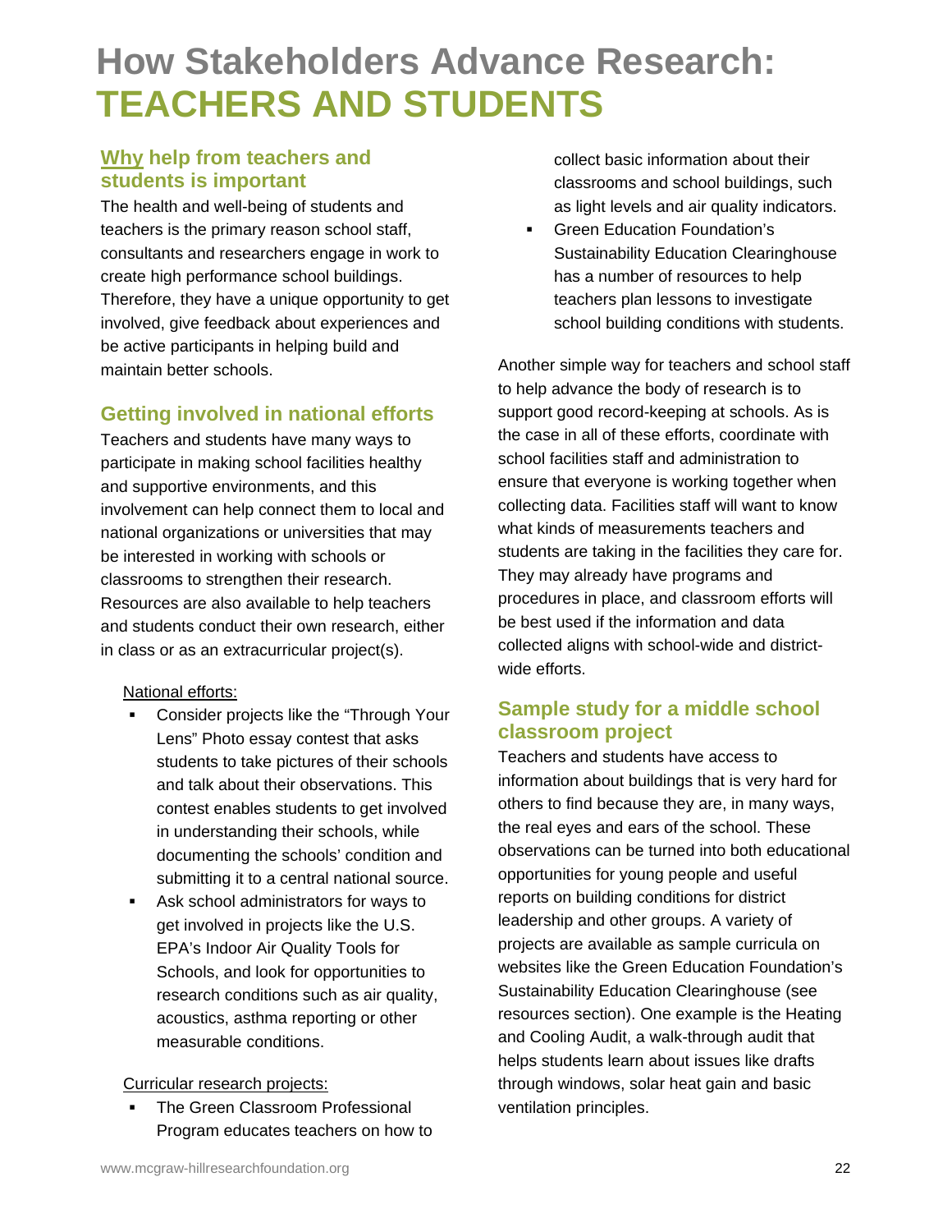# How Stakeholders Advance Research: TEACHERS AND STUDENTS

## Why help from teachers and students is important

The health and well-being of students and teachers is the primary reason school staff, consultants and researchers engage in work to create high performance school buildings. Therefore, they have a unique opportunity to get involved, give feedback about experiences and be active participants in helping build and maintain better schools.

## Getting involved in national efforts

Teachers and students have many ways to participate in making school facilities healthy and supportive environments, and this involvement can help connect them to local and national organizations or universities that may be interested in working with schools or classrooms to strengthen their research. Resources are also available to help teachers and students conduct their own research, either in class or as an extracurricular project(s).

National efforts:

- Consider projects like the "Through Your Lens" Photo essay contest that asks students to take pictures of their schools and talk about their observations. This contest enables students to get involved in understanding their schools, while documenting the schools' condition and submitting it to a central national source.
- Ask school administrators for ways to get involved in projects like the U.S. EPA's Indoor Air Quality Tools for Schools, and look for opportunities to research conditions such as air quality, acoustics, asthma reporting or other measurable conditions.

Curricular research projects:

- The Green Classroom Professional Program educates teachers on how to collect basic information about their classrooms and school buildings, such as light levels and air quality indicators.
- Green Education Foundation's Sustainability Education Clearinghouse has a number of resources to help teachers plan lessons to investigate school building conditions with students.

Another simple way for teachers and school staff to help advance the body of research is to support good record-keeping at schools. As is the case in all of these efforts, coordinate with school facilities staff and administration to ensure that everyone is working together when collecting data. Facilities staff will want to know what kinds of measurements teachers and students are taking in the facilities they care for. They may already have programs and procedures in place, and classroom efforts will be best used if the information and data collected aligns with school-wide and district-wide efforts.

## Sample study for a middle school classroom project

Teachers and students have access to information about buildings that is very hard for others to find because they are, in many ways, the real eyes and ears of the school. These observations can be turned into both educational opportunities for young people and useful reports on building conditions for district leadership and other groups. A variety of projects are available as sample curricula on websites like the Green Education Foundation's Sustainability Education Clearinghouse (see resources section). One example is the Heating and Cooling Audit, a walk-through audit that helps students learn about issues like drafts through windows, solar heat gain and basic ventilation principles.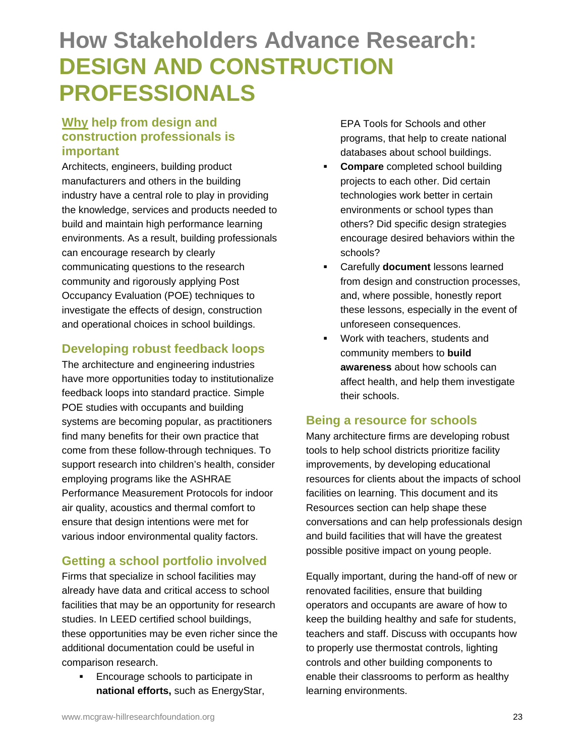# How Stakeholders Advance Research: DESIGN AND CONSTRUCTION PROFESSIONALS

## Why help from design and construction professionals is important

Architects, engineers, building product manufacturers and others in the building industry have a central role to play in providing the knowledge, services and products needed to build and maintain high performance learning environments. As a result, building professionals can encourage research by clearly communicating questions to the research community and rigorously applying Post Occupancy Evaluation (POE) techniques to investigate the effects of design, construction and operational choices in school buildings.

## Developing robust feedback loops

The architecture and engineering industries have more opportunities today to institutionalize feedback loops into standard practice. Simple POE studies with occupants and building systems are becoming popular, as practitioners find many benefits for their own practice that come from these follow-through techniques. To support research into children's health, consider employing programs like the ASHRAE Performance Measurement Protocols for indoor air quality, acoustics and thermal comfort to ensure that design intentions were met for various indoor environmental quality factors.

## Getting a school portfolio involved

Firms that specialize in school facilities may already have data and critical access to school facilities that may be an opportunity for research studies. In LEED certified school buildings, these opportunities may be even richer since the additional documentation could be useful in comparison research.

- Encourage schools to participate in **national efforts,** such as EnergyStar, EPA Tools for Schools and other programs, that help to create national databases about school buildings.
- **Compare** completed school building projects to each other. Did certain technologies work better in certain environments or school types than others? Did specific design strategies encourage desired behaviors within the schools?
- Carefully **document** lessons learned from design and construction processes, and, where possible, honestly report these lessons, especially in the event of unforeseen consequences.
- Work with teachers, students and community members to **build awareness** about how schools can affect health, and help them investigate their schools.

## Being a resource for schools

Many architecture firms are developing robust tools to help school districts prioritize facility improvements, by developing educational resources for clients about the impacts of school facilities on learning. This document and its Resources section can help shape these conversations and can help professionals design and build facilities that will have the greatest possible positive impact on young people.

Equally important, during the hand-off of new or renovated facilities, ensure that building operators and occupants are aware of how to keep the building healthy and safe for students, teachers and staff. Discuss with occupants how to properly use thermostat controls, lighting controls and other building components to enable their classrooms to perform as healthy learning environments.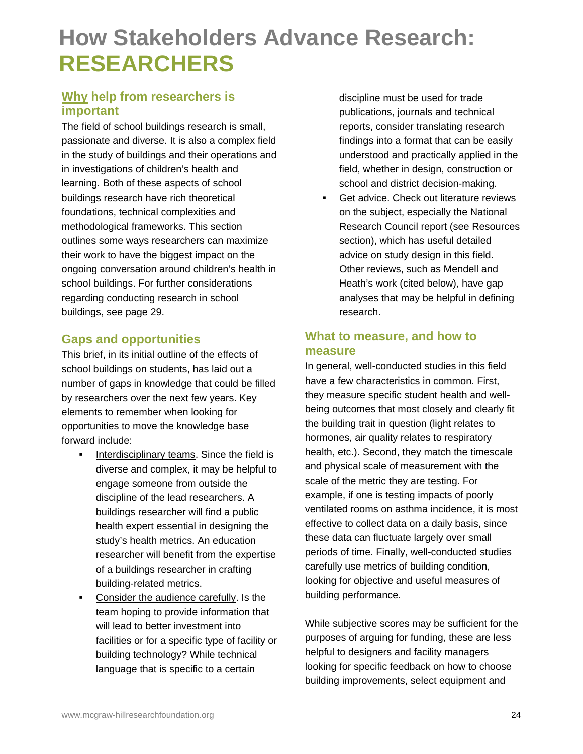# How Stakeholders Advance Research: RESEARCHERS

## Why help from researchers is important

The field of school buildings research is small, passionate and diverse. It is also a complex field in the study of buildings and their operations and in investigations of children's health and learning. Both of these aspects of school buildings research have rich theoretical foundations, technical complexities and methodological frameworks. This section outlines some ways researchers can maximize their work to have the biggest impact on the ongoing conversation around children's health in school buildings. For further considerations regarding conducting research in school buildings, see page 29.

## Gaps and opportunities

This brief, in its initial outline of the effects of school buildings on students, has laid out a number of gaps in knowledge that could be filled by researchers over the next few years. Key elements to remember when looking for opportunities to move the knowledge base forward include:

- Interdisciplinary teams. Since the field is diverse and complex, it may be helpful to engage someone from outside the discipline of the lead researchers. A buildings researcher will find a public health expert essential in designing the study's health metrics. An education researcher will benefit from the expertise of a buildings researcher in crafting building-related metrics.
- Consider the audience carefully. Is the team hoping to provide information that will lead to better investment into facilities or for a specific type of facility or building technology? While technical language that is specific to a certain discipline must be used for trade publications, journals and technical reports, consider translating research findings into a format that can be easily understood and practically applied in the field, whether in design, construction or school and district decision-making.
- Get advice. Check out literature reviews on the subject, especially the National Research Council report (see Resources section), which has useful detailed advice on study design in this field. Other reviews, such as Mendell and Heath's work (cited below), have gap analyses that may be helpful in defining research.

## What to measure, and how to measure

In general, well-conducted studies in this field have a few characteristics in common. First, they measure specific student health and well-being outcomes that most closely and clearly fit the building trait in question (light relates to hormones, air quality relates to respiratory health, etc.). Second, they match the timescale and physical scale of measurement with the scale of the metric they are testing. For example, if one is testing impacts of poorly ventilated rooms on asthma incidence, it is most effective to collect data on a daily basis, since these data can fluctuate largely over small periods of time. Finally, well-conducted studies carefully use metrics of building condition, looking for objective and useful measures of building performance.

While subjective scores may be sufficient for the purposes of arguing for funding, these are less helpful to designers and facility managers looking for specific feedback on how to choose building improvements, select equipment and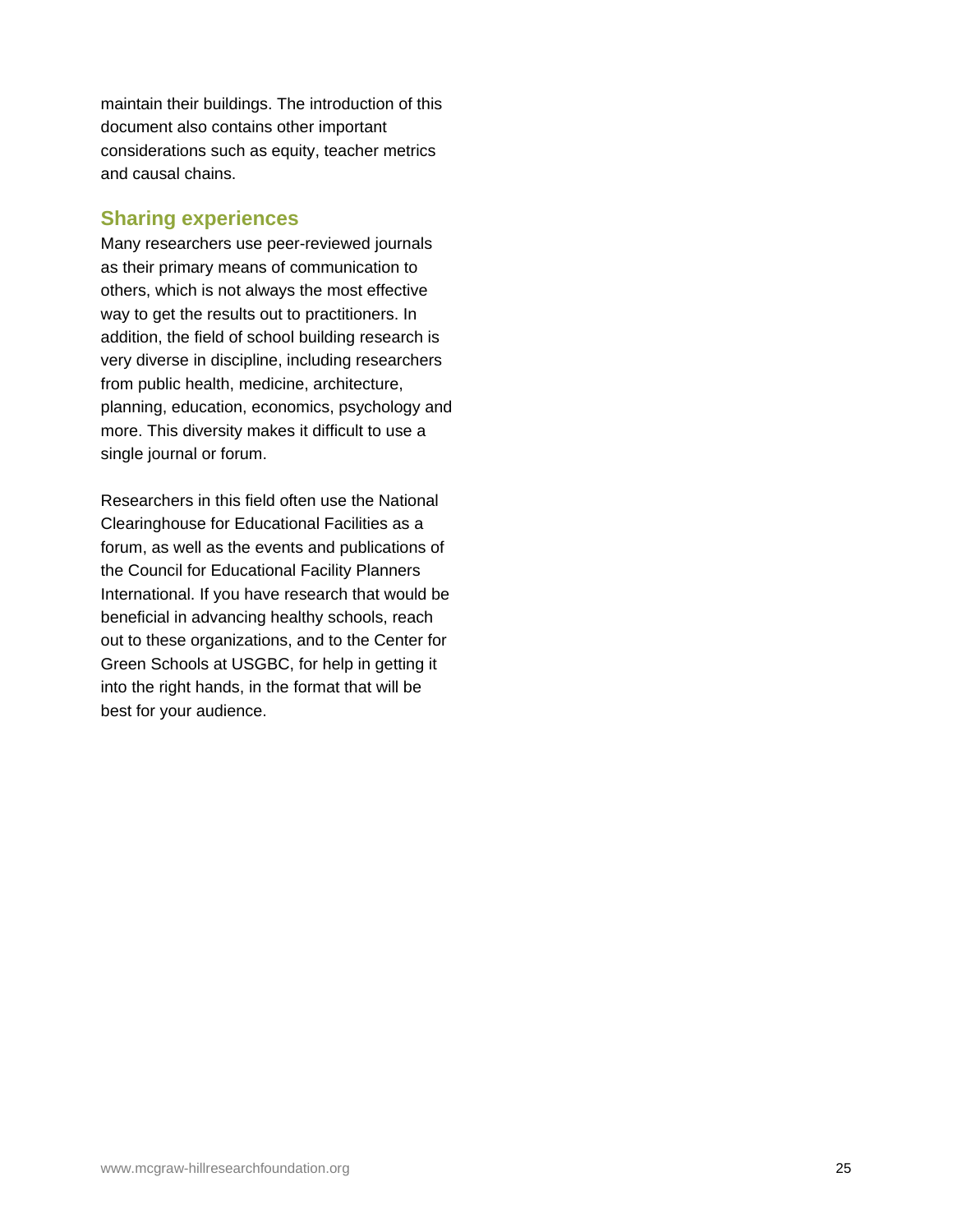maintain their buildings. The introduction of this document also contains other important considerations such as equity, teacher metrics and causal chains.

## Sharing experiences

Many researchers use peer-reviewed journals as their primary means of communication to others, which is not always the most effective way to get the results out to practitioners. In addition, the field of school building research is very diverse in discipline, including researchers from public health, medicine, architecture, planning, education, economics, psychology and more. This diversity makes it difficult to use a single journal or forum.

Researchers in this field often use the National Clearinghouse for Educational Facilities as a forum, as well as the events and publications of the Council for Educational Facility Planners International. If you have research that would be beneficial in advancing healthy schools, reach out to these organizations, and to the Center for Green Schools at USGBC, for help in getting it into the right hands, in the format that will be best for your audience.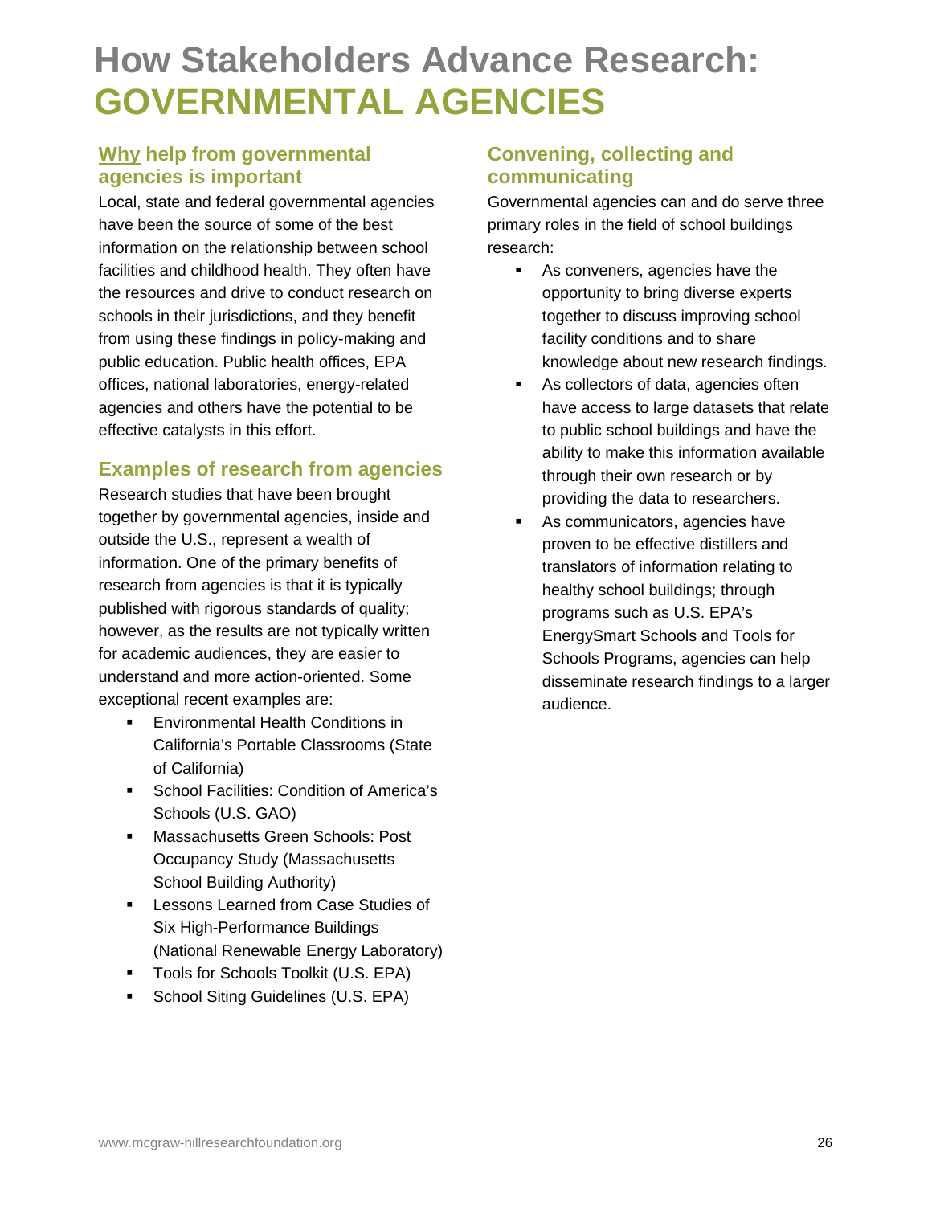# How Stakeholders Advance Research: GOVERNMENTAL AGENCIES

## Why help from governmental agencies is important

Local, state and federal governmental agencies have been the source of some of the best information on the relationship between school facilities and childhood health. They often have the resources and drive to conduct research on schools in their jurisdictions, and they benefit from using these findings in policy-making and public education. Public health offices, EPA offices, national laboratories, energy-related agencies and others have the potential to be effective catalysts in this effort.

## Examples of research from agencies

Research studies that have been brought together by governmental agencies, inside and outside the U.S., represent a wealth of information. One of the primary benefits of research from agencies is that it is typically published with rigorous standards of quality; however, as the results are not typically written for academic audiences, they are easier to understand and more action-oriented. Some exceptional recent examples are:

- Environmental Health Conditions in California's Portable Classrooms (State of California)
- School Facilities: Condition of America's Schools (U.S. GAO)
- Massachusetts Green Schools: Post Occupancy Study (Massachusetts School Building Authority)
- Lessons Learned from Case Studies of Six High-Performance Buildings (National Renewable Energy Laboratory)
- Tools for Schools Toolkit (U.S. EPA)
- School Siting Guidelines (U.S. EPA)

## Convening, collecting and communicating

Governmental agencies can and do serve three primary roles in the field of school buildings research:

- As conveners, agencies have the opportunity to bring diverse experts together to discuss improving school facility conditions and to share knowledge about new research findings.
- As collectors of data, agencies often have access to large datasets that relate to public school buildings and have the ability to make this information available through their own research or by providing the data to researchers.
- As communicators, agencies have proven to be effective distillers and translators of information relating to healthy school buildings; through programs such as U.S. EPA's EnergySmart Schools and Tools for Schools Programs, agencies can help disseminate research findings to a larger audience.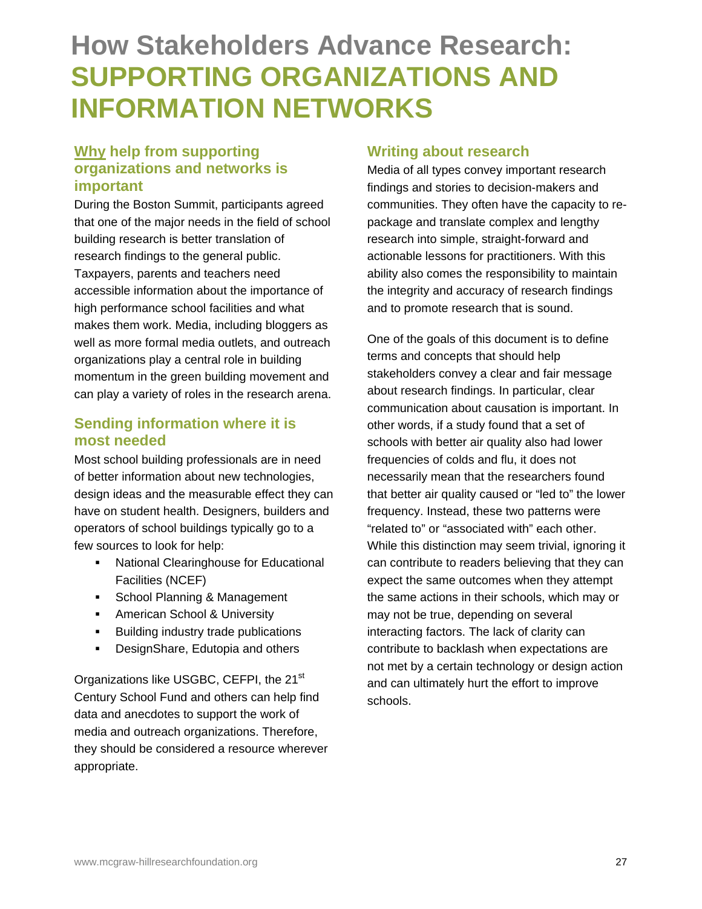# How Stakeholders Advance Research: SUPPORTING ORGANIZATIONS AND INFORMATION NETWORKS

## Why help from supporting organizations and networks is important

During the Boston Summit, participants agreed that one of the major needs in the field of school building research is better translation of research findings to the general public. Taxpayers, parents and teachers need accessible information about the importance of high performance school facilities and what makes them work. Media, including bloggers as well as more formal media outlets, and outreach organizations play a central role in building momentum in the green building movement and can play a variety of roles in the research arena.

## Sending information where it is most needed

Most school building professionals are in need of better information about new technologies, design ideas and the measurable effect they can have on student health. Designers, builders and operators of school buildings typically go to a few sources to look for help:

- National Clearinghouse for Educational Facilities (NCEF)
- School Planning & Management
- American School & University
- Building industry trade publications
- DesignShare, Edutopia and others

Organizations like USGBC, CEFPI, the 21st Century School Fund and others can help find data and anecdotes to support the work of media and outreach organizations. Therefore, they should be considered a resource wherever appropriate.

## Writing about research

Media of all types convey important research findings and stories to decision-makers and communities. They often have the capacity to re-package and translate complex and lengthy research into simple, straight-forward and actionable lessons for practitioners. With this ability also comes the responsibility to maintain the integrity and accuracy of research findings and to promote research that is sound.

One of the goals of this document is to define terms and concepts that should help stakeholders convey a clear and fair message about research findings. In particular, clear communication about causation is important. In other words, if a study found that a set of schools with better air quality also had lower frequencies of colds and flu, it does not necessarily mean that the researchers found that better air quality caused or "led to" the lower frequency. Instead, these two patterns were "related to" or "associated with" each other. While this distinction may seem trivial, ignoring it can contribute to readers believing that they can expect the same outcomes when they attempt the same actions in their schools, which may or may not be true, depending on several interacting factors. The lack of clarity can contribute to backlash when expectations are not met by a certain technology or design action and can ultimately hurt the effort to improve schools.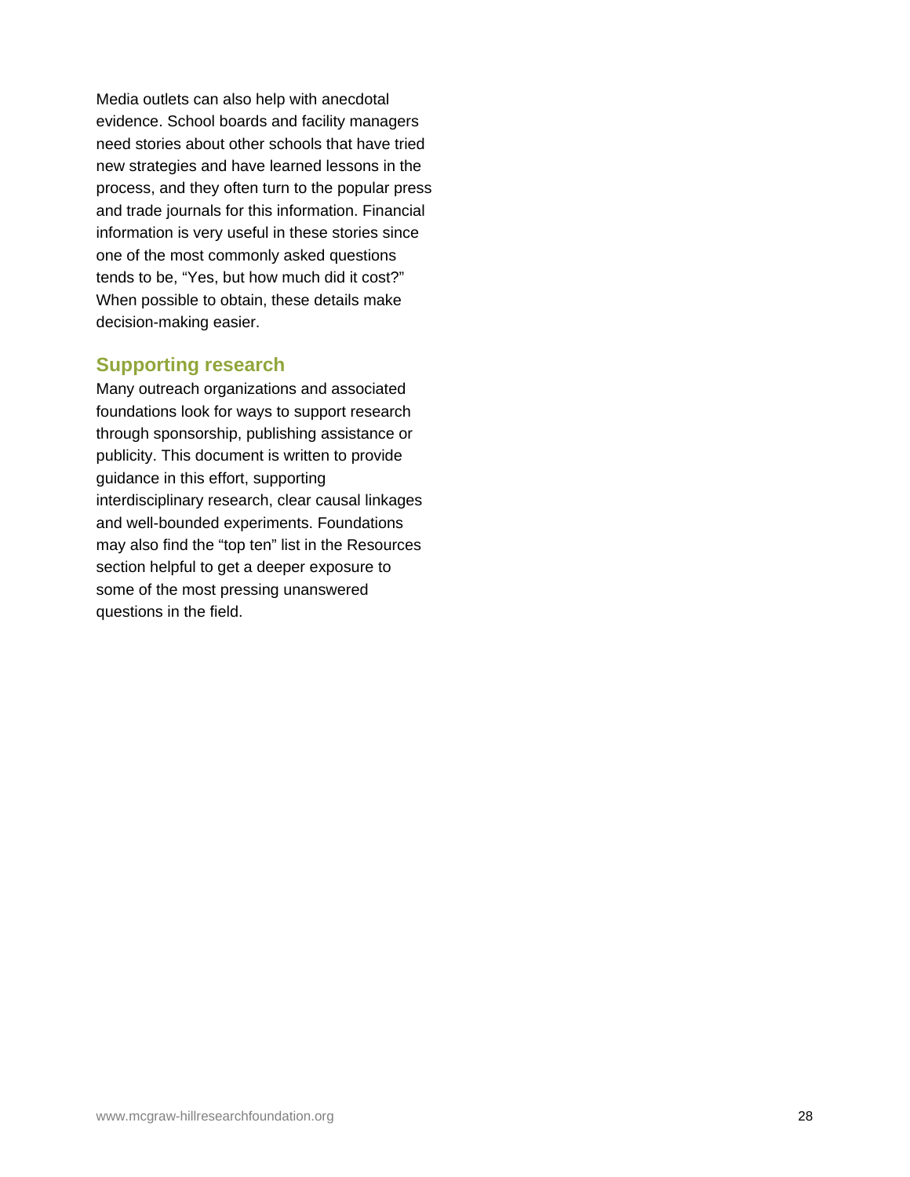Media outlets can also help with anecdotal evidence. School boards and facility managers need stories about other schools that have tried new strategies and have learned lessons in the process, and they often turn to the popular press and trade journals for this information. Financial information is very useful in these stories since one of the most commonly asked questions tends to be, "Yes, but how much did it cost?" When possible to obtain, these details make decision-making easier.

## Supporting research

Many outreach organizations and associated foundations look for ways to support research through sponsorship, publishing assistance or publicity. This document is written to provide guidance in this effort, supporting interdisciplinary research, clear causal linkages and well-bounded experiments. Foundations may also find the "top ten" list in the Resources section helpful to get a deeper exposure to some of the most pressing unanswered questions in the field.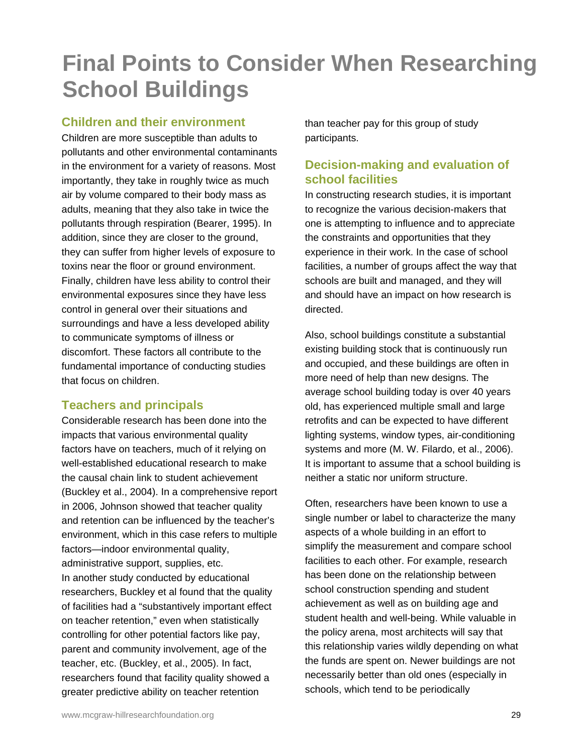# Final Points to Consider When Researching School Buildings

## Children and their environment

Children are more susceptible than adults to pollutants and other environmental contaminants in the environment for a variety of reasons. Most importantly, they take in roughly twice as much air by volume compared to their body mass as adults, meaning that they also take in twice the pollutants through respiration (Bearer, 1995). In addition, since they are closer to the ground, they can suffer from higher levels of exposure to toxins near the floor or ground environment. Finally, children have less ability to control their environmental exposures since they have less control in general over their situations and surroundings and have a less developed ability to communicate symptoms of illness or discomfort. These factors all contribute to the fundamental importance of conducting studies that focus on children.

## Teachers and principals

Considerable research has been done into the impacts that various environmental quality factors have on teachers, much of it relying on well-established educational research to make the causal chain link to student achievement (Buckley et al., 2004). In a comprehensive report in 2006, Johnson showed that teacher quality and retention can be influenced by the teacher's environment, which in this case refers to multiple factors—indoor environmental quality, administrative support, supplies, etc.
In another study conducted by educational researchers, Buckley et al found that the quality of facilities had a "substantively important effect on teacher retention," even when statistically controlling for other potential factors like pay, parent and community involvement, age of the teacher, etc. (Buckley, et al., 2005). In fact, researchers found that facility quality showed a greater predictive ability on teacher retention than teacher pay for this group of study participants.

## Decision-making and evaluation of school facilities

In constructing research studies, it is important to recognize the various decision-makers that one is attempting to influence and to appreciate the constraints and opportunities that they experience in their work. In the case of school facilities, a number of groups affect the way that schools are built and managed, and they will and should have an impact on how research is directed.

Also, school buildings constitute a substantial existing building stock that is continuously run and occupied, and these buildings are often in more need of help than new designs. The average school building today is over 40 years old, has experienced multiple small and large retrofits and can be expected to have different lighting systems, window types, air-conditioning systems and more (M. W. Filardo, et al., 2006). It is important to assume that a school building is neither a static nor uniform structure.

Often, researchers have been known to use a single number or label to characterize the many aspects of a whole building in an effort to simplify the measurement and compare school facilities to each other. For example, research has been done on the relationship between school construction spending and student achievement as well as on building age and student health and well-being. While valuable in the policy arena, most architects will say that this relationship varies wildly depending on what the funds are spent on. Newer buildings are not necessarily better than old ones (especially in schools, which tend to be periodically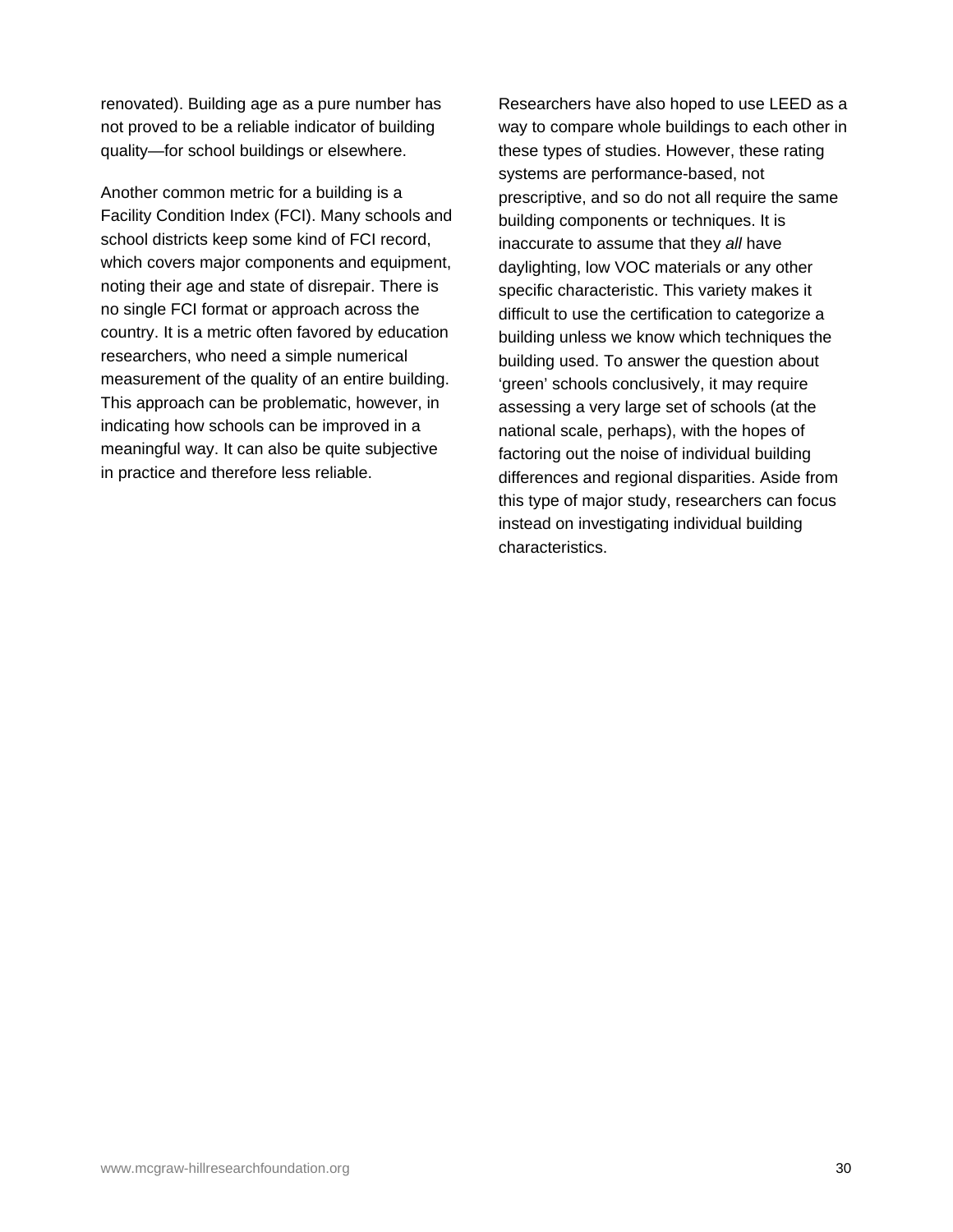renovated). Building age as a pure number has not proved to be a reliable indicator of building quality—for school buildings or elsewhere.

Another common metric for a building is a Facility Condition Index (FCI). Many schools and school districts keep some kind of FCI record, which covers major components and equipment, noting their age and state of disrepair. There is no single FCI format or approach across the country. It is a metric often favored by education researchers, who need a simple numerical measurement of the quality of an entire building. This approach can be problematic, however, in indicating how schools can be improved in a meaningful way. It can also be quite subjective in practice and therefore less reliable.

Researchers have also hoped to use LEED as a way to compare whole buildings to each other in these types of studies. However, these rating systems are performance-based, not prescriptive, and so do not all require the same building components or techniques. It is inaccurate to assume that they *all* have daylighting, low VOC materials or any other specific characteristic. This variety makes it difficult to use the certification to categorize a building unless we know which techniques the building used. To answer the question about 'green' schools conclusively, it may require assessing a very large set of schools (at the national scale, perhaps), with the hopes of factoring out the noise of individual building differences and regional disparities. Aside from this type of major study, researchers can focus instead on investigating individual building characteristics.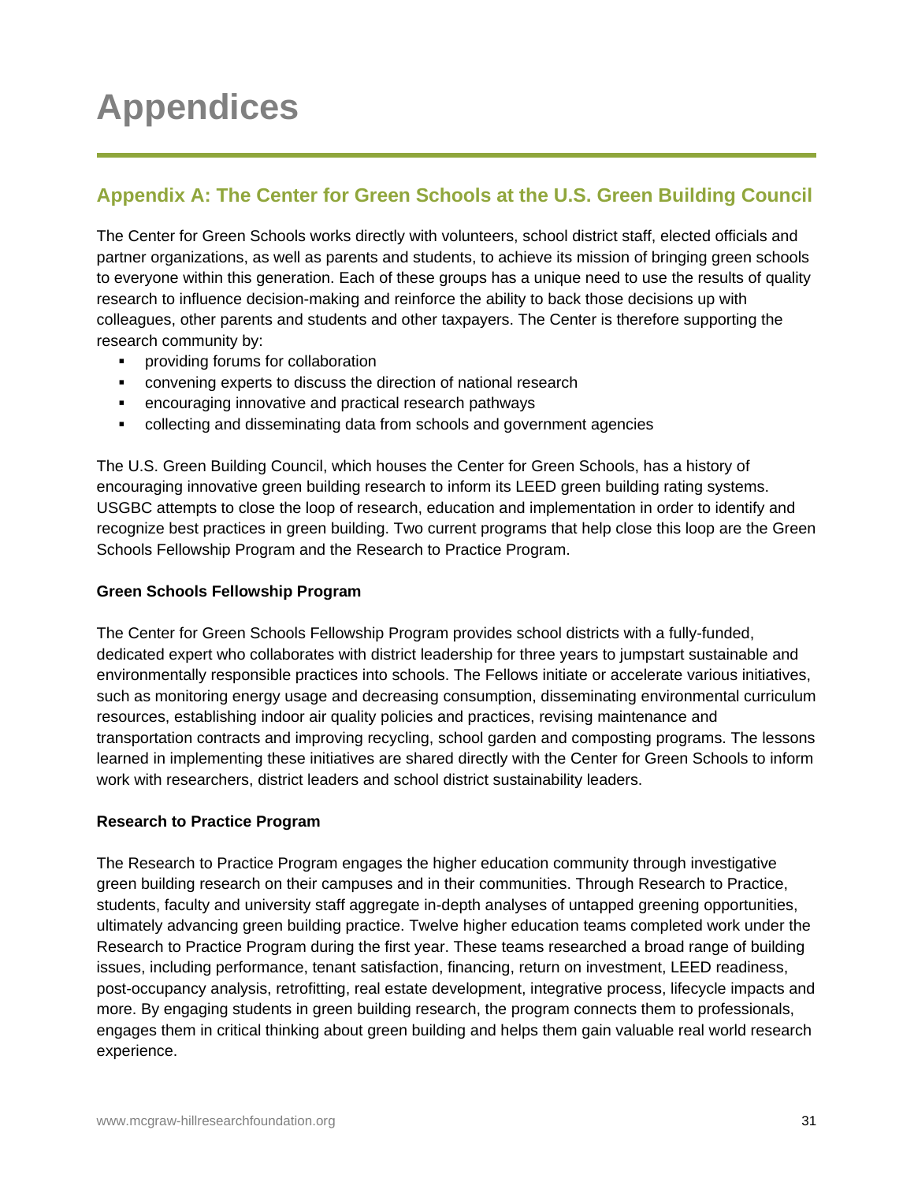# Appendices

## Appendix A: The Center for Green Schools at the U.S. Green Building Council

The Center for Green Schools works directly with volunteers, school district staff, elected officials and partner organizations, as well as parents and students, to achieve its mission of bringing green schools to everyone within this generation. Each of these groups has a unique need to use the results of quality research to influence decision-making and reinforce the ability to back those decisions up with colleagues, other parents and students and other taxpayers. The Center is therefore supporting the research community by:

- providing forums for collaboration
- convening experts to discuss the direction of national research
- encouraging innovative and practical research pathways
- collecting and disseminating data from schools and government agencies

The U.S. Green Building Council, which houses the Center for Green Schools, has a history of encouraging innovative green building research to inform its LEED green building rating systems. USGBC attempts to close the loop of research, education and implementation in order to identify and recognize best practices in green building. Two current programs that help close this loop are the Green Schools Fellowship Program and the Research to Practice Program.

**Green Schools Fellowship Program**

The Center for Green Schools Fellowship Program provides school districts with a fully-funded, dedicated expert who collaborates with district leadership for three years to jumpstart sustainable and environmentally responsible practices into schools. The Fellows initiate or accelerate various initiatives, such as monitoring energy usage and decreasing consumption, disseminating environmental curriculum resources, establishing indoor air quality policies and practices, revising maintenance and transportation contracts and improving recycling, school garden and composting programs. The lessons learned in implementing these initiatives are shared directly with the Center for Green Schools to inform work with researchers, district leaders and school district sustainability leaders.

**Research to Practice Program**

The Research to Practice Program engages the higher education community through investigative green building research on their campuses and in their communities. Through Research to Practice, students, faculty and university staff aggregate in-depth analyses of untapped greening opportunities, ultimately advancing green building practice. Twelve higher education teams completed work under the Research to Practice Program during the first year. These teams researched a broad range of building issues, including performance, tenant satisfaction, financing, return on investment, LEED readiness, post-occupancy analysis, retrofitting, real estate development, integrative process, lifecycle impacts and more. By engaging students in green building research, the program connects them to professionals, engages them in critical thinking about green building and helps them gain valuable real world research experience.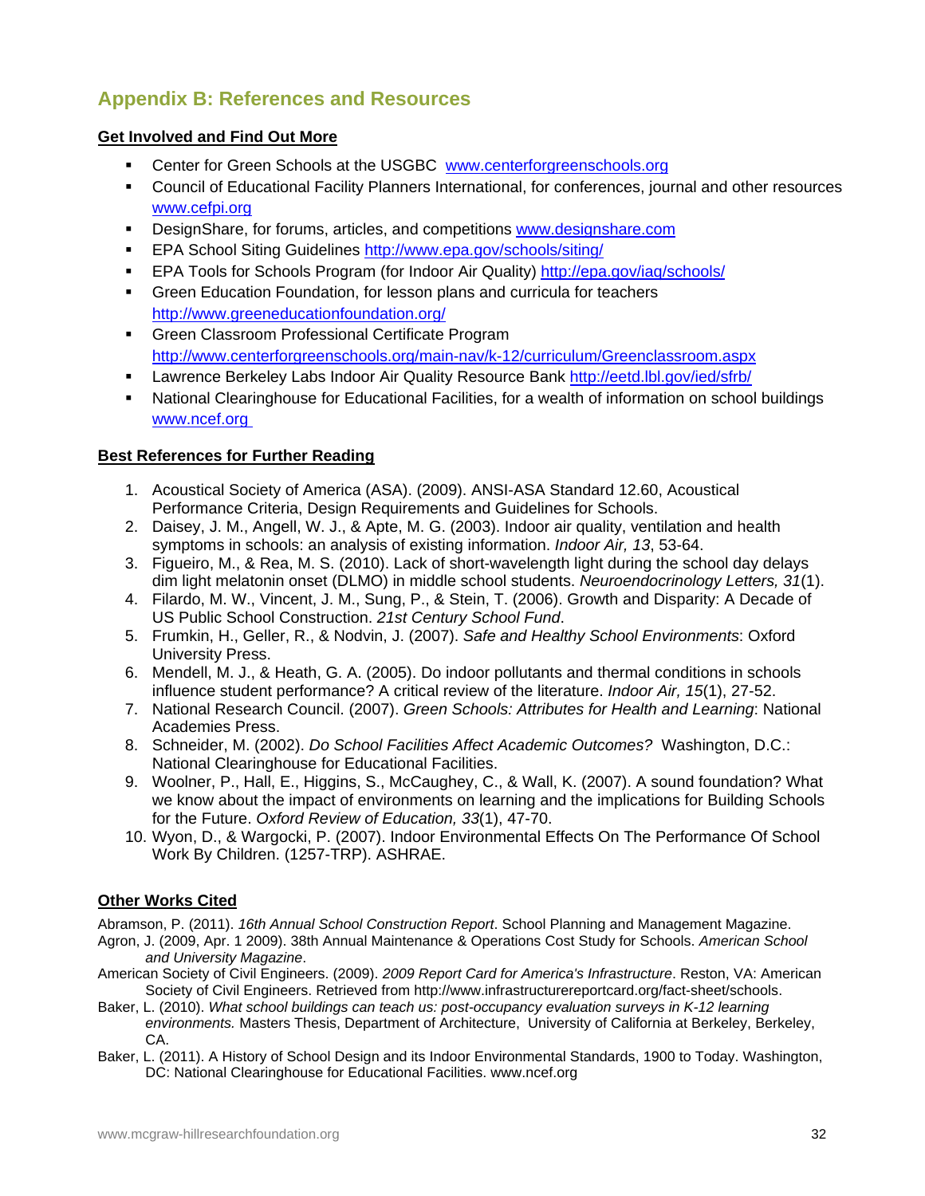## Appendix B: References and Resources

**Get Involved and Find Out More**

- Center for Green Schools at the USGBC www.centerforgreenschools.org
- Council of Educational Facility Planners International, for conferences, journal and other resources www.cefpi.org
- DesignShare, for forums, articles, and competitions www.designshare.com
- EPA School Siting Guidelines http://www.epa.gov/schools/siting/
- EPA Tools for Schools Program (for Indoor Air Quality) http://epa.gov/iaq/schools/
- Green Education Foundation, for lesson plans and curricula for teachers http://www.greeneducationfoundation.org/
- Green Classroom Professional Certificate Program http://www.centerforgreenschools.org/main-nav/k-12/curriculum/Greenclassroom.aspx
- Lawrence Berkeley Labs Indoor Air Quality Resource Bank http://eetd.lbl.gov/ied/sfrb/
- National Clearinghouse for Educational Facilities, for a wealth of information on school buildings www.ncef.org

**Best References for Further Reading**

1. Acoustical Society of America (ASA). (2009). ANSI-ASA Standard 12.60, Acoustical Performance Criteria, Design Requirements and Guidelines for Schools.
2. Daisey, J. M., Angell, W. J., & Apte, M. G. (2003). Indoor air quality, ventilation and health symptoms in schools: an analysis of existing information. *Indoor Air, 13*, 53-64.
3. Figueiro, M., & Rea, M. S. (2010). Lack of short-wavelength light during the school day delays dim light melatonin onset (DLMO) in middle school students. *Neuroendocrinology Letters, 31*(1).
4. Filardo, M. W., Vincent, J. M., Sung, P., & Stein, T. (2006). Growth and Disparity: A Decade of US Public School Construction. *21st Century School Fund*.
5. Frumkin, H., Geller, R., & Nodvin, J. (2007). *Safe and Healthy School Environments*: Oxford University Press.
6. Mendell, M. J., & Heath, G. A. (2005). Do indoor pollutants and thermal conditions in schools influence student performance? A critical review of the literature. *Indoor Air, 15*(1), 27-52.
7. National Research Council. (2007). *Green Schools: Attributes for Health and Learning*: National Academies Press.
8. Schneider, M. (2002). *Do School Facilities Affect Academic Outcomes?* Washington, D.C.: National Clearinghouse for Educational Facilities.
9. Woolner, P., Hall, E., Higgins, S., McCaughey, C., & Wall, K. (2007). A sound foundation? What we know about the impact of environments on learning and the implications for Building Schools for the Future. *Oxford Review of Education, 33*(1), 47-70.
10. Wyon, D., & Wargocki, P. (2007). Indoor Environmental Effects On The Performance Of School Work By Children. (1257-TRP). ASHRAE.

**Other Works Cited**

Abramson, P. (2011). *16th Annual School Construction Report*. School Planning and Management Magazine.

Agron, J. (2009, Apr. 1 2009). 38th Annual Maintenance & Operations Cost Study for Schools. *American School and University Magazine*.

American Society of Civil Engineers. (2009). *2009 Report Card for America's Infrastructure*. Reston, VA: American Society of Civil Engineers. Retrieved from http://www.infrastructurereportcard.org/fact-sheet/schools.

Baker, L. (2010). *What school buildings can teach us: post-occupancy evaluation surveys in K-12 learning environments.* Masters Thesis, Department of Architecture, University of California at Berkeley, Berkeley, CA.

Baker, L. (2011). A History of School Design and its Indoor Environmental Standards, 1900 to Today. Washington, DC: National Clearinghouse for Educational Facilities. www.ncef.org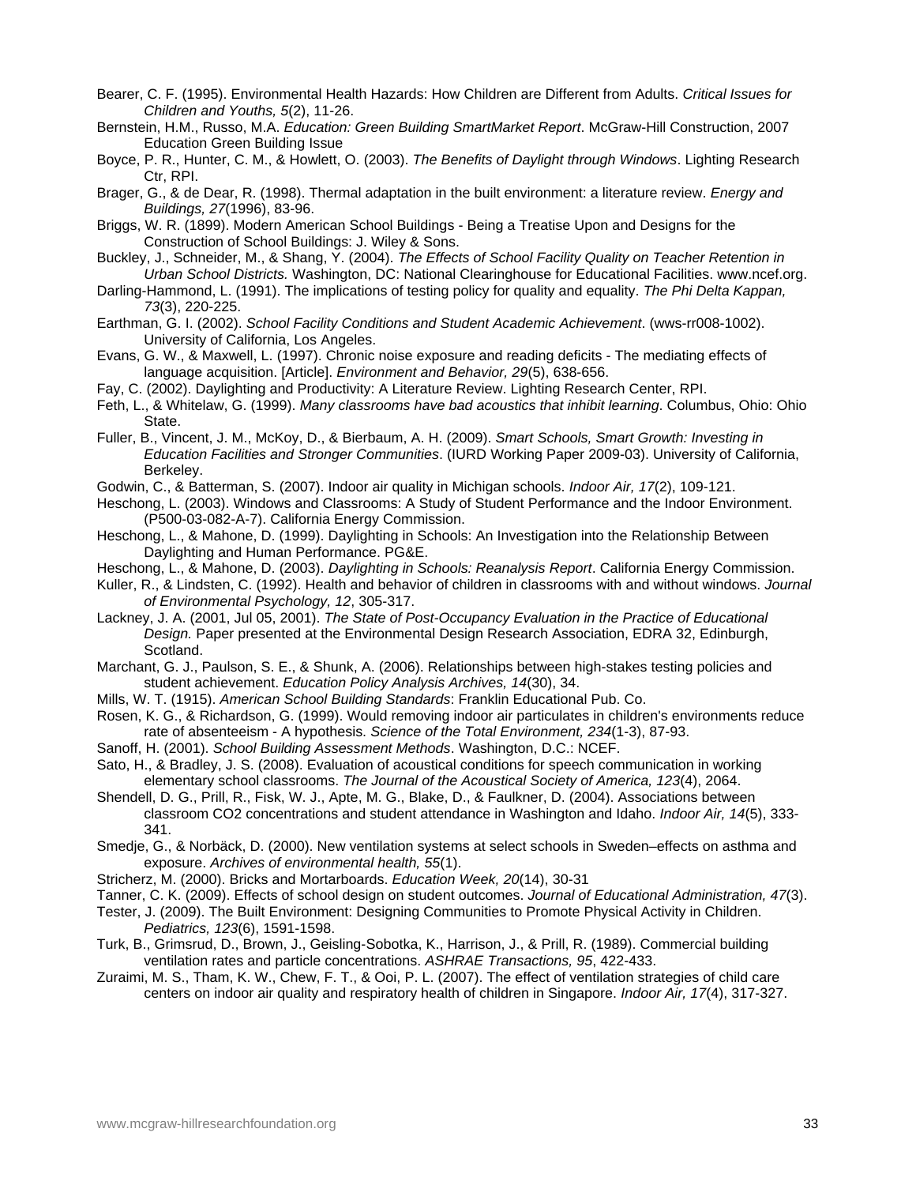Bearer, C. F. (1995). Environmental Health Hazards: How Children are Different from Adults. *Critical Issues for Children and Youths, 5*(2), 11-26.

Bernstein, H.M., Russo, M.A. *Education: Green Building SmartMarket Report*. McGraw-Hill Construction, 2007 Education Green Building Issue

Boyce, P. R., Hunter, C. M., & Howlett, O. (2003). *The Benefits of Daylight through Windows*. Lighting Research Ctr, RPI.

Brager, G., & de Dear, R. (1998). Thermal adaptation in the built environment: a literature review. *Energy and Buildings, 27*(1996), 83-96.

Briggs, W. R. (1899). Modern American School Buildings - Being a Treatise Upon and Designs for the Construction of School Buildings: J. Wiley & Sons.

Buckley, J., Schneider, M., & Shang, Y. (2004). *The Effects of School Facility Quality on Teacher Retention in Urban School Districts.* Washington, DC: National Clearinghouse for Educational Facilities. www.ncef.org.

Darling-Hammond, L. (1991). The implications of testing policy for quality and equality. *The Phi Delta Kappan, 73*(3), 220-225.

Earthman, G. I. (2002). *School Facility Conditions and Student Academic Achievement*. (wws-rr008-1002). University of California, Los Angeles.

Evans, G. W., & Maxwell, L. (1997). Chronic noise exposure and reading deficits - The mediating effects of language acquisition. [Article]. *Environment and Behavior, 29*(5), 638-656.

Fay, C. (2002). Daylighting and Productivity: A Literature Review. Lighting Research Center, RPI.

Feth, L., & Whitelaw, G. (1999). *Many classrooms have bad acoustics that inhibit learning*. Columbus, Ohio: Ohio State.

Fuller, B., Vincent, J. M., McKoy, D., & Bierbaum, A. H. (2009). *Smart Schools, Smart Growth: Investing in Education Facilities and Stronger Communities*. (IURD Working Paper 2009-03). University of California, Berkeley.

Godwin, C., & Batterman, S. (2007). Indoor air quality in Michigan schools. *Indoor Air, 17*(2), 109-121.

Heschong, L. (2003). Windows and Classrooms: A Study of Student Performance and the Indoor Environment. (P500-03-082-A-7). California Energy Commission.

Heschong, L., & Mahone, D. (1999). Daylighting in Schools: An Investigation into the Relationship Between Daylighting and Human Performance. PG&E.

Heschong, L., & Mahone, D. (2003). *Daylighting in Schools: Reanalysis Report*. California Energy Commission.

Kuller, R., & Lindsten, C. (1992). Health and behavior of children in classrooms with and without windows. *Journal of Environmental Psychology, 12*, 305-317.

Lackney, J. A. (2001, Jul 05, 2001). *The State of Post-Occupancy Evaluation in the Practice of Educational Design.* Paper presented at the Environmental Design Research Association, EDRA 32, Edinburgh, Scotland.

Marchant, G. J., Paulson, S. E., & Shunk, A. (2006). Relationships between high-stakes testing policies and student achievement. *Education Policy Analysis Archives, 14*(30), 34.

Mills, W. T. (1915). *American School Building Standards*: Franklin Educational Pub. Co.

Rosen, K. G., & Richardson, G. (1999). Would removing indoor air particulates in children's environments reduce rate of absenteeism - A hypothesis. *Science of the Total Environment, 234*(1-3), 87-93.

Sanoff, H. (2001). *School Building Assessment Methods*. Washington, D.C.: NCEF.

Sato, H., & Bradley, J. S. (2008). Evaluation of acoustical conditions for speech communication in working elementary school classrooms. *The Journal of the Acoustical Society of America, 123*(4), 2064.

Shendell, D. G., Prill, R., Fisk, W. J., Apte, M. G., Blake, D., & Faulkner, D. (2004). Associations between classroom CO2 concentrations and student attendance in Washington and Idaho. *Indoor Air, 14*(5), 333-341.

Smedje, G., & Norbäck, D. (2000). New ventilation systems at select schools in Sweden–effects on asthma and exposure. *Archives of environmental health, 55*(1).

Stricherz, M. (2000). Bricks and Mortarboards. *Education Week, 20*(14), 30-31

Tanner, C. K. (2009). Effects of school design on student outcomes. *Journal of Educational Administration, 47*(3).

Tester, J. (2009). The Built Environment: Designing Communities to Promote Physical Activity in Children. *Pediatrics, 123*(6), 1591-1598.

Turk, B., Grimsrud, D., Brown, J., Geisling-Sobotka, K., Harrison, J., & Prill, R. (1989). Commercial building ventilation rates and particle concentrations. *ASHRAE Transactions, 95*, 422-433.

Zuraimi, M. S., Tham, K. W., Chew, F. T., & Ooi, P. L. (2007). The effect of ventilation strategies of child care centers on indoor air quality and respiratory health of children in Singapore. *Indoor Air, 17*(4), 317-327.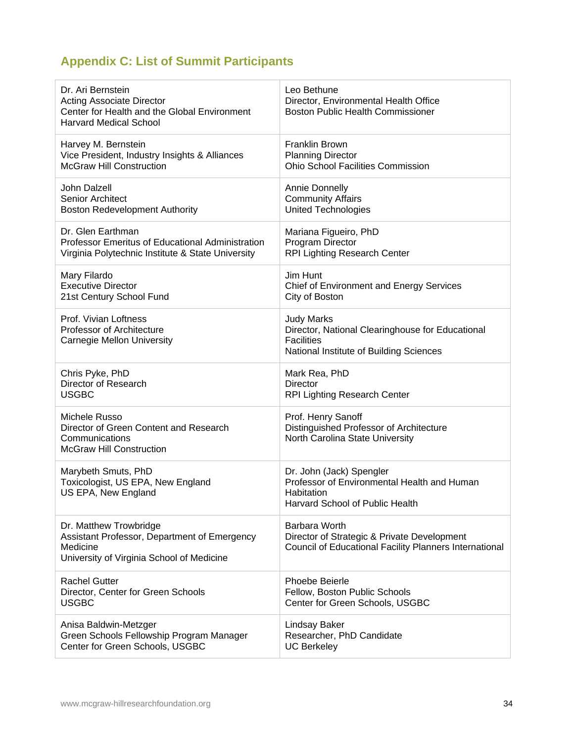## Appendix C: List of Summit Participants

| | |
|---|---|
| Dr. Ari Bernstein<br>Acting Associate Director<br>Center for Health and the Global Environment<br>Harvard Medical School | Leo Bethune<br>Director, Environmental Health Office<br>Boston Public Health Commissioner |
| Harvey M. Bernstein<br>Vice President, Industry Insights & Alliances<br>McGraw Hill Construction | Franklin Brown<br>Planning Director<br>Ohio School Facilities Commission |
| John Dalzell<br>Senior Architect<br>Boston Redevelopment Authority | Annie Donnelly<br>Community Affairs<br>United Technologies |
| Dr. Glen Earthman<br>Professor Emeritus of Educational Administration<br>Virginia Polytechnic Institute & State University | Mariana Figueiro, PhD<br>Program Director<br>RPI Lighting Research Center |
| Mary Filardo<br>Executive Director<br>21st Century School Fund | Jim Hunt<br>Chief of Environment and Energy Services<br>City of Boston |
| Prof. Vivian Loftness<br>Professor of Architecture<br>Carnegie Mellon University | Judy Marks<br>Director, National Clearinghouse for Educational Facilities<br>National Institute of Building Sciences |
| Chris Pyke, PhD<br>Director of Research<br>USGBC | Mark Rea, PhD<br>Director<br>RPI Lighting Research Center |
| Michele Russo<br>Director of Green Content and Research Communications<br>McGraw Hill Construction | Prof. Henry Sanoff<br>Distinguished Professor of Architecture<br>North Carolina State University |
| Marybeth Smuts, PhD<br>Toxicologist, US EPA, New England<br>US EPA, New England | Dr. John (Jack) Spengler<br>Professor of Environmental Health and Human Habitation<br>Harvard School of Public Health |
| Dr. Matthew Trowbridge<br>Assistant Professor, Department of Emergency Medicine<br>University of Virginia School of Medicine | Barbara Worth<br>Director of Strategic & Private Development<br>Council of Educational Facility Planners International |
| Rachel Gutter<br>Director, Center for Green Schools<br>USGBC | Phoebe Beierle<br>Fellow, Boston Public Schools<br>Center for Green Schools, USGBC |
| Anisa Baldwin-Metzger<br>Green Schools Fellowship Program Manager<br>Center for Green Schools, USGBC | Lindsay Baker<br>Researcher, PhD Candidate<br>UC Berkeley |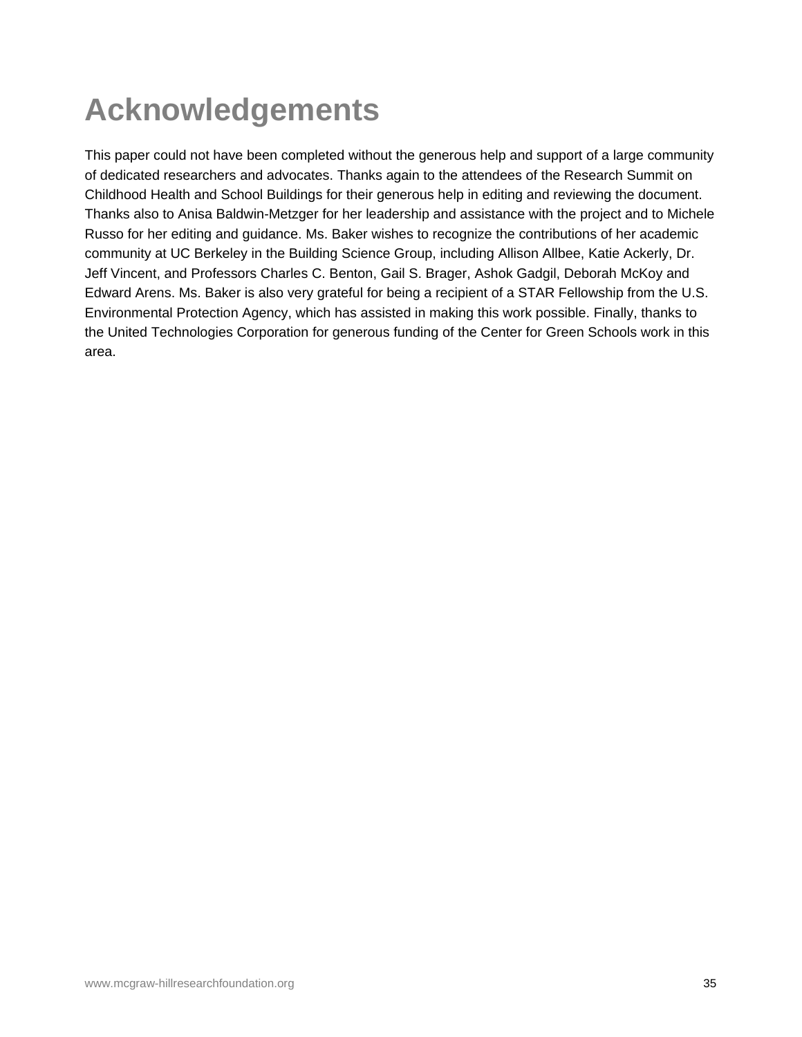# Acknowledgements

This paper could not have been completed without the generous help and support of a large community of dedicated researchers and advocates. Thanks again to the attendees of the Research Summit on Childhood Health and School Buildings for their generous help in editing and reviewing the document. Thanks also to Anisa Baldwin-Metzger for her leadership and assistance with the project and to Michele Russo for her editing and guidance. Ms. Baker wishes to recognize the contributions of her academic community at UC Berkeley in the Building Science Group, including Allison Allbee, Katie Ackerly, Dr. Jeff Vincent, and Professors Charles C. Benton, Gail S. Brager, Ashok Gadgil, Deborah McKoy and Edward Arens. Ms. Baker is also very grateful for being a recipient of a STAR Fellowship from the U.S. Environmental Protection Agency, which has assisted in making this work possible. Finally, thanks to the United Technologies Corporation for generous funding of the Center for Green Schools work in this area.